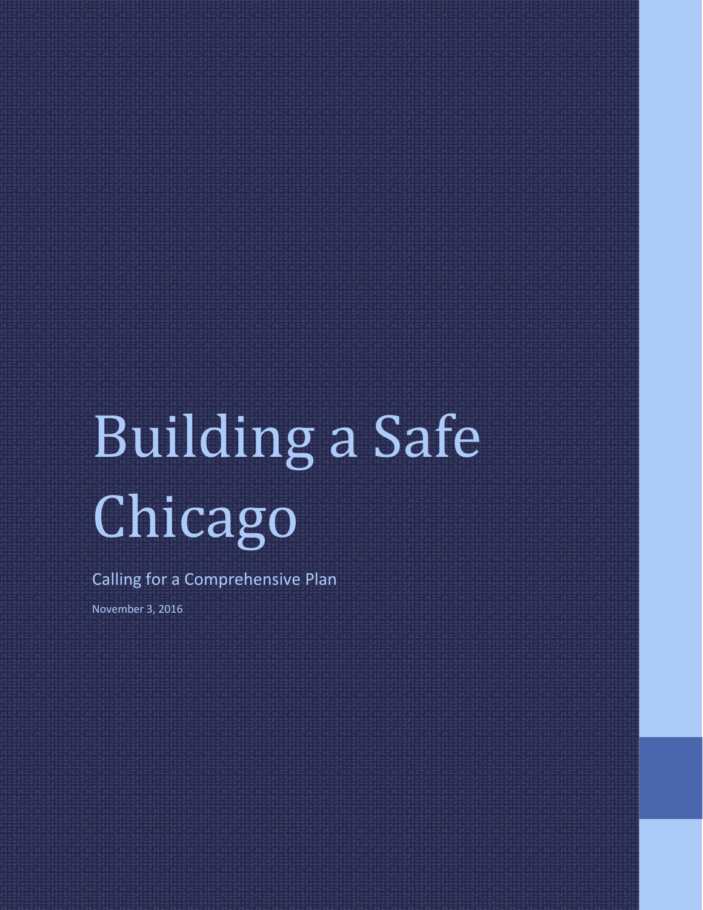# Building a Safe Chicago

Calling for a Comprehensive Plan

November 3, 2016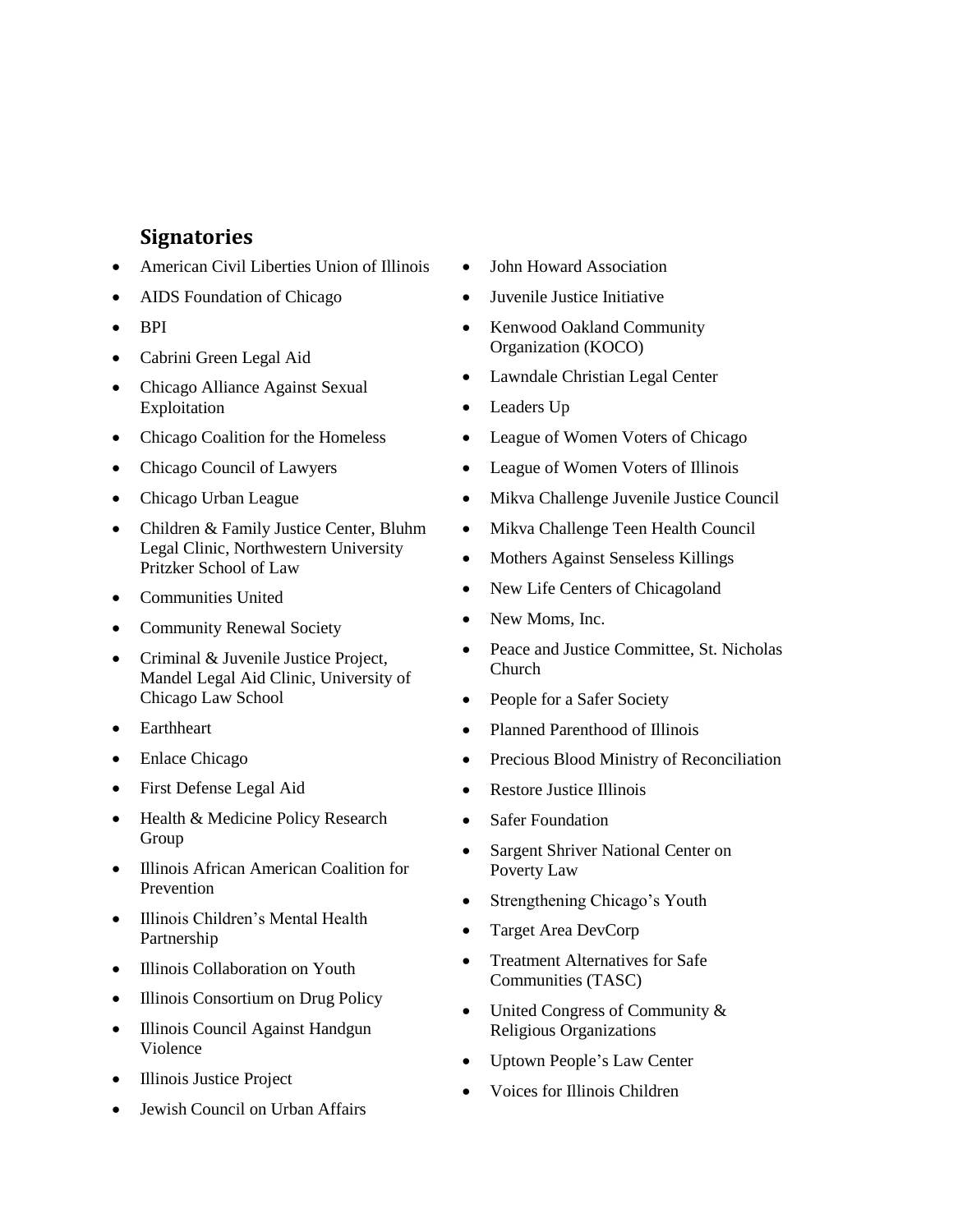## Signatories

- American Civil Liberties Union of Illinois
- AIDS Foundation of Chicago
- BPI
- Cabrini Green Legal Aid
- Chicago Alliance Against Sexual Exploitation
- Chicago Coalition for the Homeless
- Chicago Council of Lawyers
- Chicago Urban League
- Children & Family Justice Center, Bluhm Legal Clinic, Northwestern University Pritzker School of Law
- Communities United
- Community Renewal Society
- Criminal & Juvenile Justice Project, Mandel Legal Aid Clinic, University of Chicago Law School
- Earthheart
- Enlace Chicago
- First Defense Legal Aid
- Health & Medicine Policy Research Group
- Illinois African American Coalition for Prevention
- Illinois Children's Mental Health Partnership
- Illinois Collaboration on Youth
- Illinois Consortium on Drug Policy
- Illinois Council Against Handgun Violence
- Illinois Justice Project
- Jewish Council on Urban Affairs
- John Howard Association
- Juvenile Justice Initiative
- Kenwood Oakland Community Organization (KOCO)
- Lawndale Christian Legal Center
- Leaders Up
- League of Women Voters of Chicago
- League of Women Voters of Illinois
- Mikva Challenge Juvenile Justice Council
- Mikva Challenge Teen Health Council
- Mothers Against Senseless Killings
- New Life Centers of Chicagoland
- New Moms, Inc.
- Peace and Justice Committee, St. Nicholas Church
- People for a Safer Society
- Planned Parenthood of Illinois
- Precious Blood Ministry of Reconciliation
- Restore Justice Illinois
- Safer Foundation
- Sargent Shriver National Center on Poverty Law
- Strengthening Chicago's Youth
- Target Area DevCorp
- Treatment Alternatives for Safe Communities (TASC)
- United Congress of Community & Religious Organizations
- Uptown People's Law Center
- Voices for Illinois Children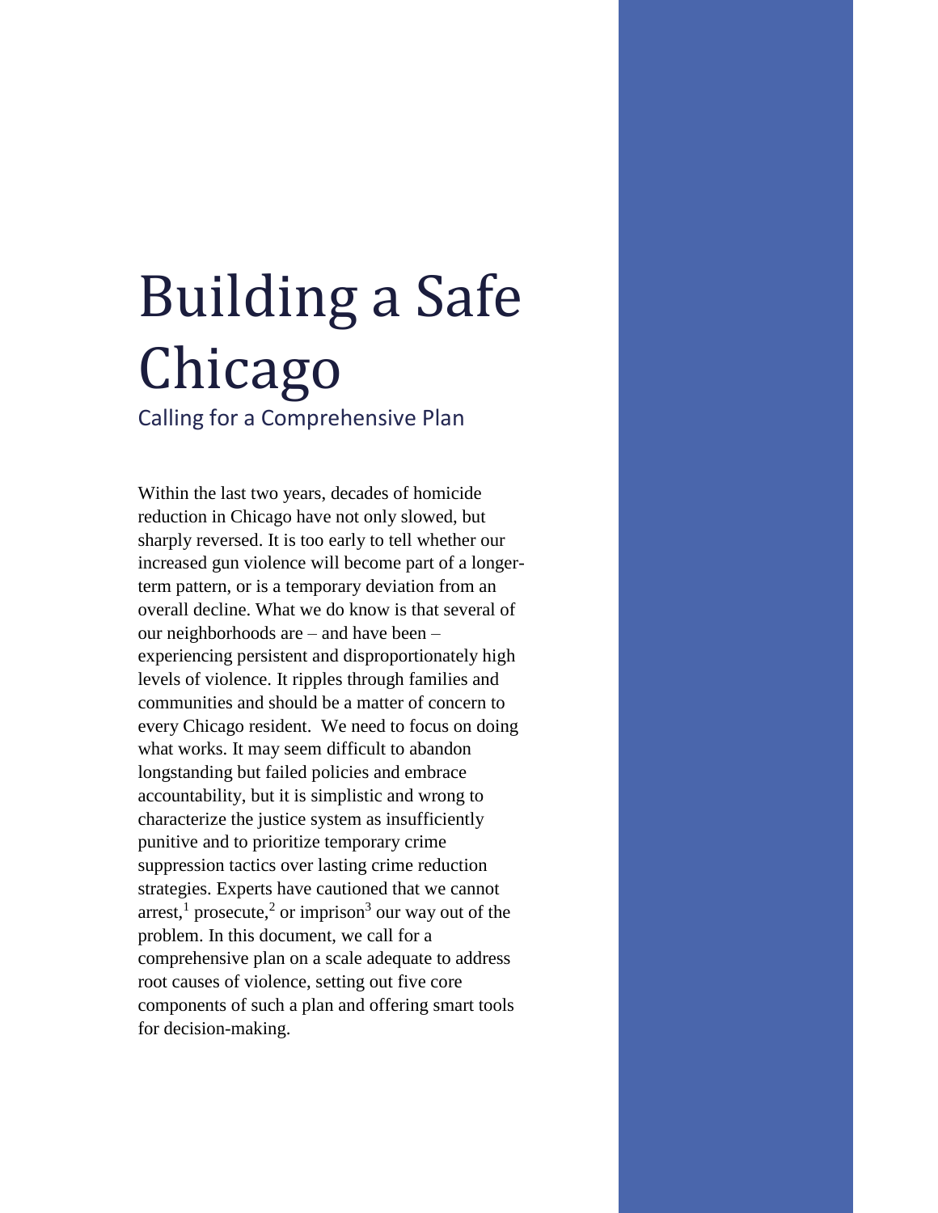# Building a Safe Chicago

## Calling for a Comprehensive Plan

Within the last two years, decades of homicide reduction in Chicago have not only slowed, but sharply reversed. It is too early to tell whether our increased gun violence will become part of a longer-term pattern, or is a temporary deviation from an overall decline. What we do know is that several of our neighborhoods are – and have been – experiencing persistent and disproportionately high levels of violence. It ripples through families and communities and should be a matter of concern to every Chicago resident. We need to focus on doing what works. It may seem difficult to abandon longstanding but failed policies and embrace accountability, but it is simplistic and wrong to characterize the justice system as insufficiently punitive and to prioritize temporary crime suppression tactics over lasting crime reduction strategies. Experts have cautioned that we cannot arrest,[1] prosecute,[2] or imprison[3] our way out of the problem. In this document, we call for a comprehensive plan on a scale adequate to address root causes of violence, setting out five core components of such a plan and offering smart tools for decision-making.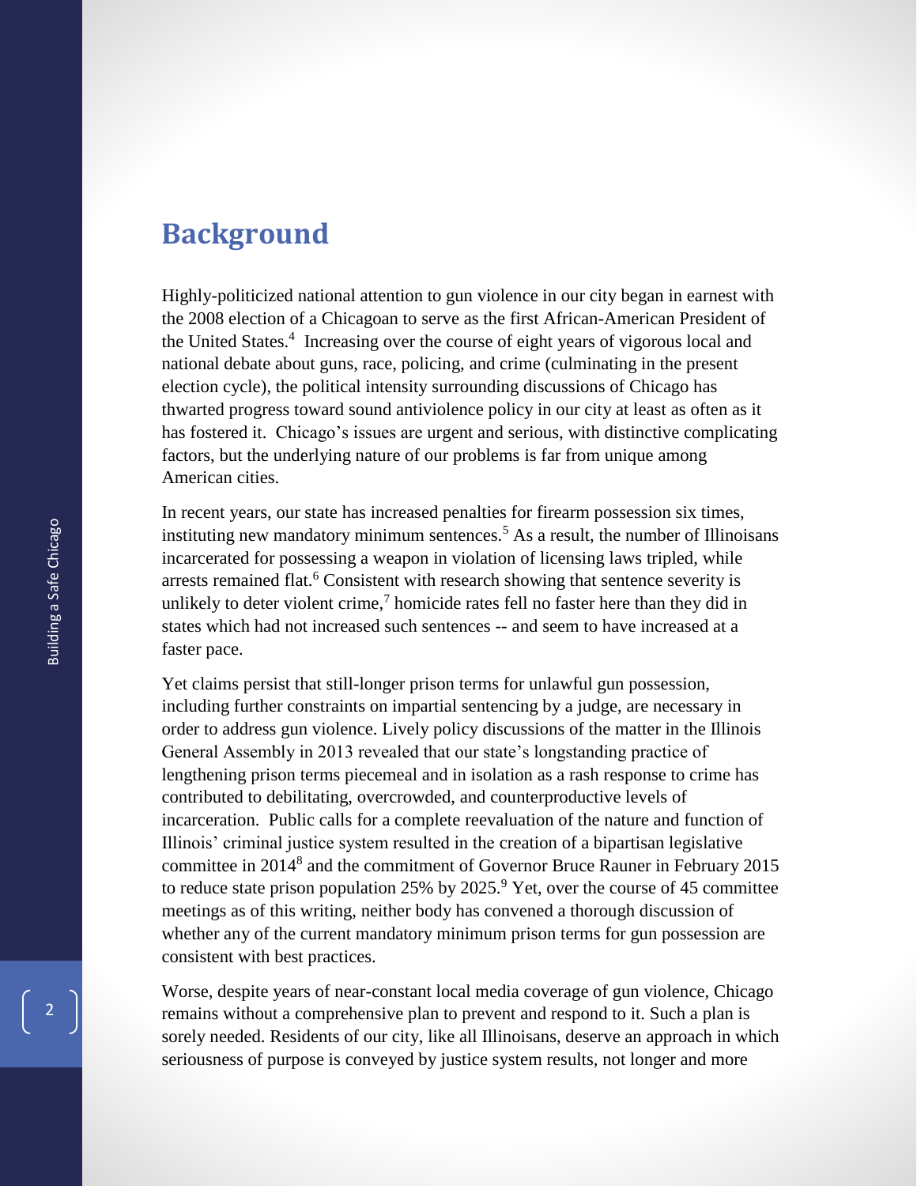## Background

Highly-politicized national attention to gun violence in our city began in earnest with the 2008 election of a Chicagoan to serve as the first African-American President of the United States.[4] Increasing over the course of eight years of vigorous local and national debate about guns, race, policing, and crime (culminating in the present election cycle), the political intensity surrounding discussions of Chicago has thwarted progress toward sound antiviolence policy in our city at least as often as it has fostered it. Chicago's issues are urgent and serious, with distinctive complicating factors, but the underlying nature of our problems is far from unique among American cities.

In recent years, our state has increased penalties for firearm possession six times, instituting new mandatory minimum sentences.[5] As a result, the number of Illinoisans incarcerated for possessing a weapon in violation of licensing laws tripled, while arrests remained flat.[6] Consistent with research showing that sentence severity is unlikely to deter violent crime,[7] homicide rates fell no faster here than they did in states which had not increased such sentences -- and seem to have increased at a faster pace.

Yet claims persist that still-longer prison terms for unlawful gun possession, including further constraints on impartial sentencing by a judge, are necessary in order to address gun violence. Lively policy discussions of the matter in the Illinois General Assembly in 2013 revealed that our state's longstanding practice of lengthening prison terms piecemeal and in isolation as a rash response to crime has contributed to debilitating, overcrowded, and counterproductive levels of incarceration. Public calls for a complete reevaluation of the nature and function of Illinois' criminal justice system resulted in the creation of a bipartisan legislative committee in 2014[8] and the commitment of Governor Bruce Rauner in February 2015 to reduce state prison population 25% by 2025.[9] Yet, over the course of 45 committee meetings as of this writing, neither body has convened a thorough discussion of whether any of the current mandatory minimum prison terms for gun possession are consistent with best practices.

Worse, despite years of near-constant local media coverage of gun violence, Chicago remains without a comprehensive plan to prevent and respond to it. Such a plan is sorely needed. Residents of our city, like all Illinoisans, deserve an approach in which seriousness of purpose is conveyed by justice system results, not longer and more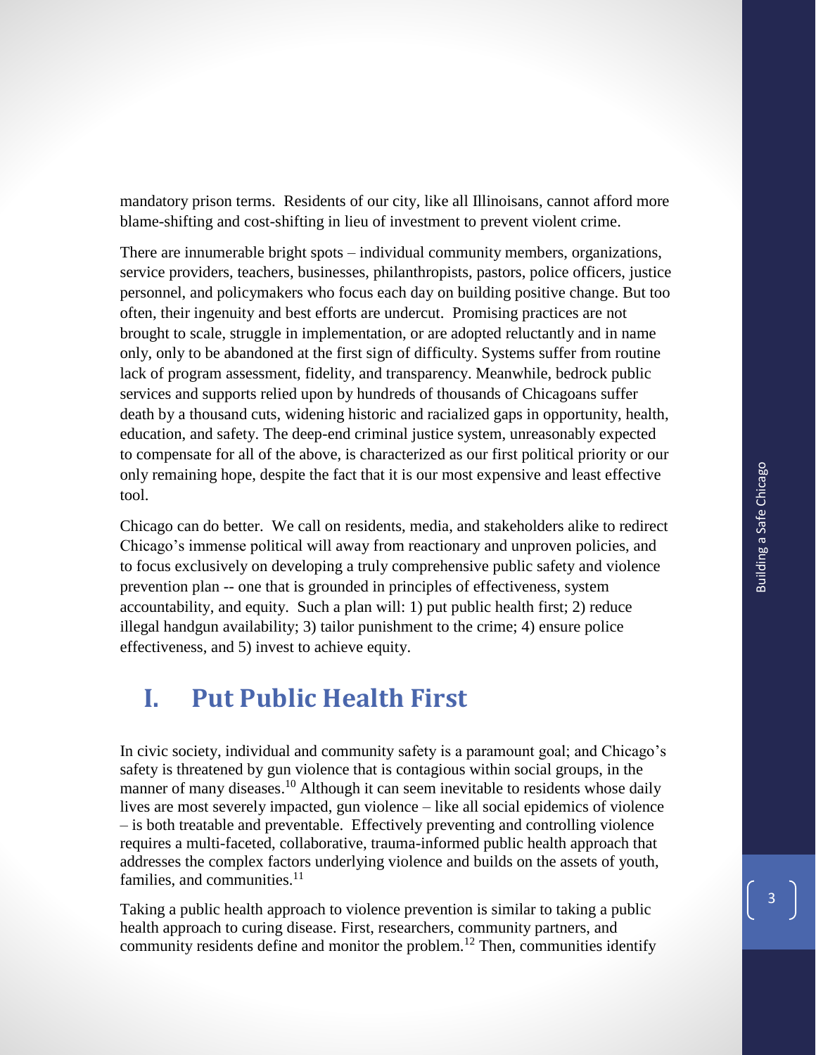mandatory prison terms. Residents of our city, like all Illinoisans, cannot afford more blame-shifting and cost-shifting in lieu of investment to prevent violent crime.

There are innumerable bright spots – individual community members, organizations, service providers, teachers, businesses, philanthropists, pastors, police officers, justice personnel, and policymakers who focus each day on building positive change. But too often, their ingenuity and best efforts are undercut. Promising practices are not brought to scale, struggle in implementation, or are adopted reluctantly and in name only, only to be abandoned at the first sign of difficulty. Systems suffer from routine lack of program assessment, fidelity, and transparency. Meanwhile, bedrock public services and supports relied upon by hundreds of thousands of Chicagoans suffer death by a thousand cuts, widening historic and racialized gaps in opportunity, health, education, and safety. The deep-end criminal justice system, unreasonably expected to compensate for all of the above, is characterized as our first political priority or our only remaining hope, despite the fact that it is our most expensive and least effective tool.

Chicago can do better. We call on residents, media, and stakeholders alike to redirect Chicago's immense political will away from reactionary and unproven policies, and to focus exclusively on developing a truly comprehensive public safety and violence prevention plan -- one that is grounded in principles of effectiveness, system accountability, and equity. Such a plan will: 1) put public health first; 2) reduce illegal handgun availability; 3) tailor punishment to the crime; 4) ensure police effectiveness, and 5) invest to achieve equity.

# I. Put Public Health First

In civic society, individual and community safety is a paramount goal; and Chicago's safety is threatened by gun violence that is contagious within social groups, in the manner of many diseases.[10] Although it can seem inevitable to residents whose daily lives are most severely impacted, gun violence – like all social epidemics of violence – is both treatable and preventable. Effectively preventing and controlling violence requires a multi-faceted, collaborative, trauma-informed public health approach that addresses the complex factors underlying violence and builds on the assets of youth, families, and communities.[11]

Taking a public health approach to violence prevention is similar to taking a public health approach to curing disease. First, researchers, community partners, and community residents define and monitor the problem.[12] Then, communities identify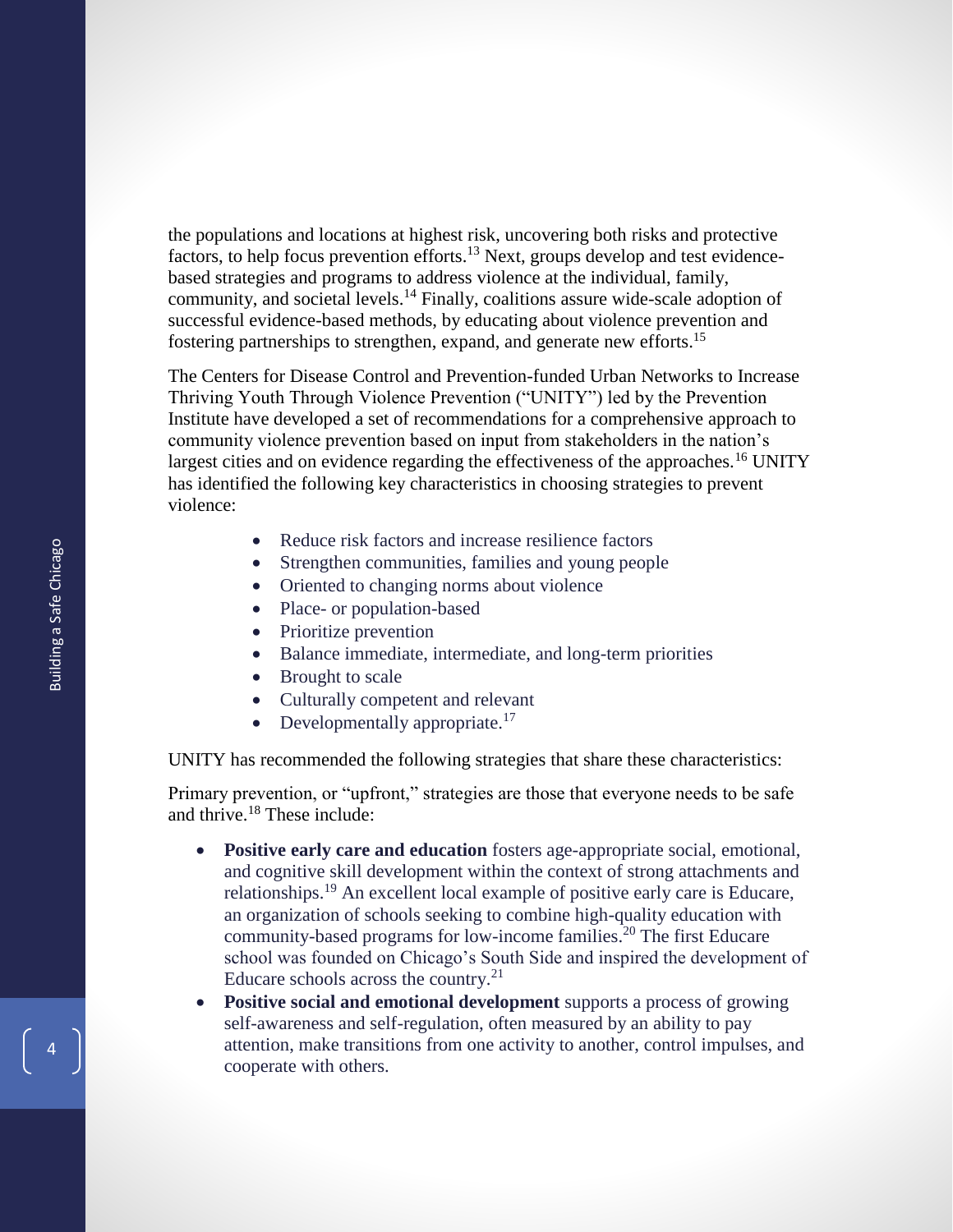the populations and locations at highest risk, uncovering both risks and protective factors, to help focus prevention efforts.[13] Next, groups develop and test evidence-based strategies and programs to address violence at the individual, family, community, and societal levels.[14] Finally, coalitions assure wide-scale adoption of successful evidence-based methods, by educating about violence prevention and fostering partnerships to strengthen, expand, and generate new efforts.[15]

The Centers for Disease Control and Prevention-funded Urban Networks to Increase Thriving Youth Through Violence Prevention ("UNITY") led by the Prevention Institute have developed a set of recommendations for a comprehensive approach to community violence prevention based on input from stakeholders in the nation's largest cities and on evidence regarding the effectiveness of the approaches.[16] UNITY has identified the following key characteristics in choosing strategies to prevent violence:

- Reduce risk factors and increase resilience factors
- Strengthen communities, families and young people
- Oriented to changing norms about violence
- Place- or population-based
- Prioritize prevention
- Balance immediate, intermediate, and long-term priorities
- Brought to scale
- Culturally competent and relevant
- Developmentally appropriate.[17]

UNITY has recommended the following strategies that share these characteristics:

Primary prevention, or "upfront," strategies are those that everyone needs to be safe and thrive.[18] These include:

- **Positive early care and education** fosters age-appropriate social, emotional, and cognitive skill development within the context of strong attachments and relationships.[19] An excellent local example of positive early care is Educare, an organization of schools seeking to combine high-quality education with community-based programs for low-income families.[20] The first Educare school was founded on Chicago's South Side and inspired the development of Educare schools across the country.[21]
- **Positive social and emotional development** supports a process of growing self-awareness and self-regulation, often measured by an ability to pay attention, make transitions from one activity to another, control impulses, and cooperate with others.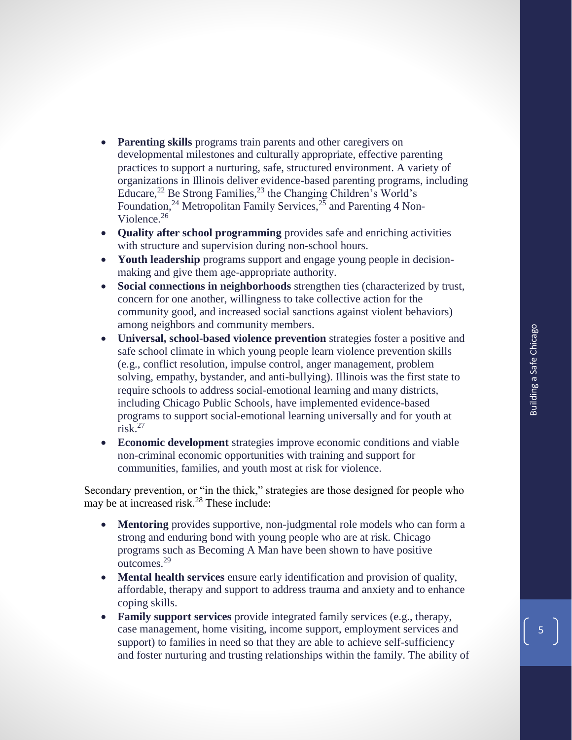- **Parenting skills** programs train parents and other caregivers on developmental milestones and culturally appropriate, effective parenting practices to support a nurturing, safe, structured environment. A variety of organizations in Illinois deliver evidence-based parenting programs, including Educare,[22] Be Strong Families,[23] the Changing Children's World's Foundation,[24] Metropolitan Family Services,[25] and Parenting 4 Non-Violence.[26]
- **Quality after school programming** provides safe and enriching activities with structure and supervision during non-school hours.
- **Youth leadership** programs support and engage young people in decision-making and give them age-appropriate authority.
- **Social connections in neighborhoods** strengthen ties (characterized by trust, concern for one another, willingness to take collective action for the community good, and increased social sanctions against violent behaviors) among neighbors and community members.
- **Universal, school-based violence prevention** strategies foster a positive and safe school climate in which young people learn violence prevention skills (e.g., conflict resolution, impulse control, anger management, problem solving, empathy, bystander, and anti-bullying). Illinois was the first state to require schools to address social-emotional learning and many districts, including Chicago Public Schools, have implemented evidence-based programs to support social-emotional learning universally and for youth at risk.[27]
- **Economic development** strategies improve economic conditions and viable non-criminal economic opportunities with training and support for communities, families, and youth most at risk for violence.

Secondary prevention, or "in the thick," strategies are those designed for people who may be at increased risk.[28] These include:

- **Mentoring** provides supportive, non-judgmental role models who can form a strong and enduring bond with young people who are at risk. Chicago programs such as Becoming A Man have been shown to have positive outcomes.[29]
- **Mental health services** ensure early identification and provision of quality, affordable, therapy and support to address trauma and anxiety and to enhance coping skills.
- **Family support services** provide integrated family services (e.g., therapy, case management, home visiting, income support, employment services and support) to families in need so that they are able to achieve self-sufficiency and foster nurturing and trusting relationships within the family. The ability of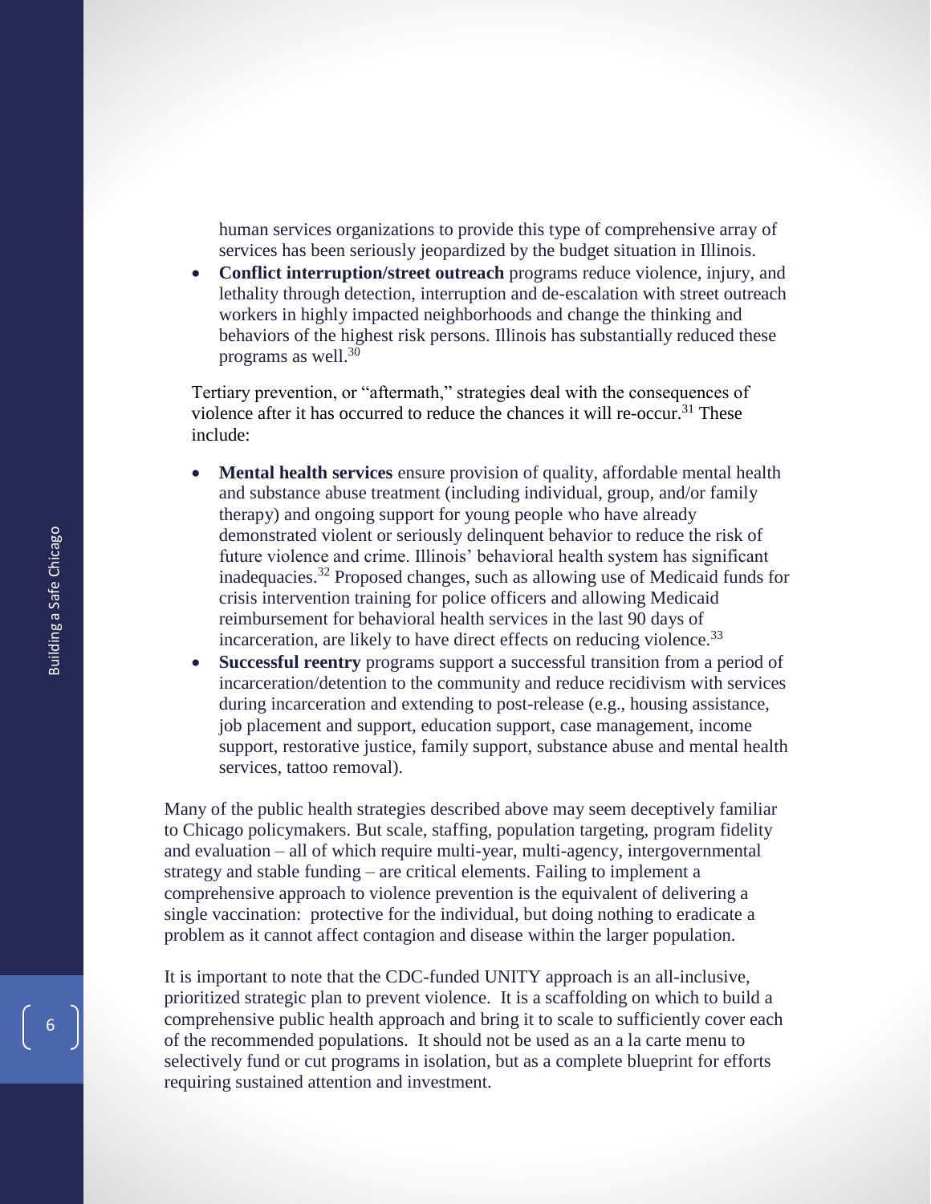human services organizations to provide this type of comprehensive array of services has been seriously jeopardized by the budget situation in Illinois.

- **Conflict interruption/street outreach** programs reduce violence, injury, and lethality through detection, interruption and de-escalation with street outreach workers in highly impacted neighborhoods and change the thinking and behaviors of the highest risk persons. Illinois has substantially reduced these programs as well.[30]

Tertiary prevention, or "aftermath," strategies deal with the consequences of violence after it has occurred to reduce the chances it will re-occur.[31] These include:

- **Mental health services** ensure provision of quality, affordable mental health and substance abuse treatment (including individual, group, and/or family therapy) and ongoing support for young people who have already demonstrated violent or seriously delinquent behavior to reduce the risk of future violence and crime. Illinois' behavioral health system has significant inadequacies.[32] Proposed changes, such as allowing use of Medicaid funds for crisis intervention training for police officers and allowing Medicaid reimbursement for behavioral health services in the last 90 days of incarceration, are likely to have direct effects on reducing violence.[33]
- **Successful reentry** programs support a successful transition from a period of incarceration/detention to the community and reduce recidivism with services during incarceration and extending to post-release (e.g., housing assistance, job placement and support, education support, case management, income support, restorative justice, family support, substance abuse and mental health services, tattoo removal).

Many of the public health strategies described above may seem deceptively familiar to Chicago policymakers. But scale, staffing, population targeting, program fidelity and evaluation – all of which require multi-year, multi-agency, intergovernmental strategy and stable funding – are critical elements. Failing to implement a comprehensive approach to violence prevention is the equivalent of delivering a single vaccination: protective for the individual, but doing nothing to eradicate a problem as it cannot affect contagion and disease within the larger population.

It is important to note that the CDC-funded UNITY approach is an all-inclusive, prioritized strategic plan to prevent violence. It is a scaffolding on which to build a comprehensive public health approach and bring it to scale to sufficiently cover each of the recommended populations. It should not be used as an a la carte menu to selectively fund or cut programs in isolation, but as a complete blueprint for efforts requiring sustained attention and investment.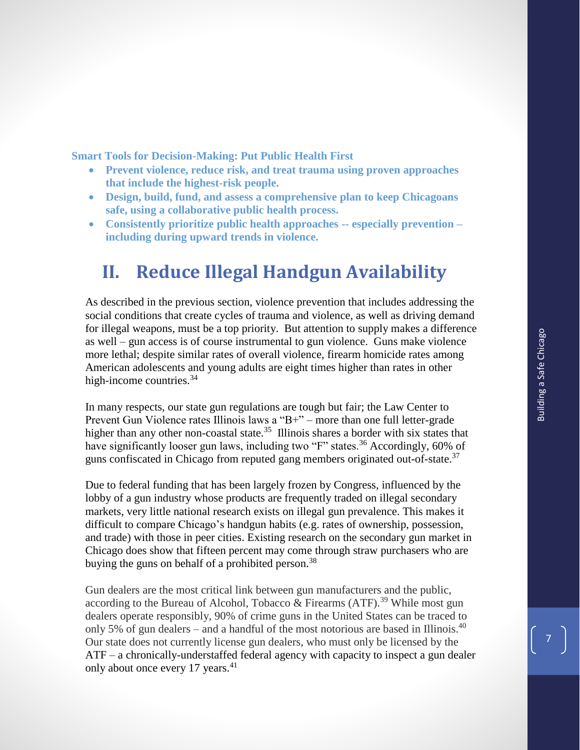**Smart Tools for Decision-Making: Put Public Health First**

- **Prevent violence, reduce risk, and treat trauma using proven approaches that include the highest-risk people.**
- **Design, build, fund, and assess a comprehensive plan to keep Chicagoans safe, using a collaborative public health process.**
- **Consistently prioritize public health approaches -- especially prevention – including during upward trends in violence.**

## II. Reduce Illegal Handgun Availability

As described in the previous section, violence prevention that includes addressing the social conditions that create cycles of trauma and violence, as well as driving demand for illegal weapons, must be a top priority. But attention to supply makes a difference as well – gun access is of course instrumental to gun violence. Guns make violence more lethal; despite similar rates of overall violence, firearm homicide rates among American adolescents and young adults are eight times higher than rates in other high-income countries.[34]

In many respects, our state gun regulations are tough but fair; the Law Center to Prevent Gun Violence rates Illinois laws a "B+" – more than one full letter-grade higher than any other non-coastal state.[35] Illinois shares a border with six states that have significantly looser gun laws, including two "F" states.[36] Accordingly, 60% of guns confiscated in Chicago from reputed gang members originated out-of-state.[37]

Due to federal funding that has been largely frozen by Congress, influenced by the lobby of a gun industry whose products are frequently traded on illegal secondary markets, very little national research exists on illegal gun prevalence. This makes it difficult to compare Chicago's handgun habits (e.g. rates of ownership, possession, and trade) with those in peer cities. Existing research on the secondary gun market in Chicago does show that fifteen percent may come through straw purchasers who are buying the guns on behalf of a prohibited person.[38]

Gun dealers are the most critical link between gun manufacturers and the public, according to the Bureau of Alcohol, Tobacco & Firearms (ATF).[39] While most gun dealers operate responsibly, 90% of crime guns in the United States can be traced to only 5% of gun dealers – and a handful of the most notorious are based in Illinois.[40] Our state does not currently license gun dealers, who must only be licensed by the ATF – a chronically-understaffed federal agency with capacity to inspect a gun dealer only about once every 17 years.[41]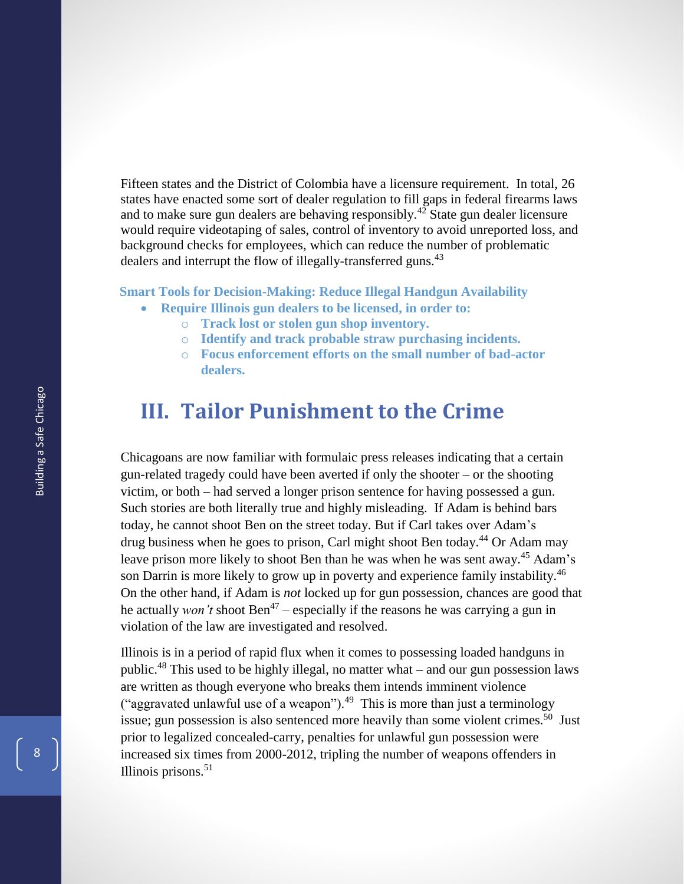Fifteen states and the District of Colombia have a licensure requirement. In total, 26 states have enacted some sort of dealer regulation to fill gaps in federal firearms laws and to make sure gun dealers are behaving responsibly.[42] State gun dealer licensure would require videotaping of sales, control of inventory to avoid unreported loss, and background checks for employees, which can reduce the number of problematic dealers and interrupt the flow of illegally-transferred guns.[43]

**Smart Tools for Decision-Making: Reduce Illegal Handgun Availability**

- **Require Illinois gun dealers to be licensed, in order to:**
  - **Track lost or stolen gun shop inventory.**
  - **Identify and track probable straw purchasing incidents.**
  - **Focus enforcement efforts on the small number of bad-actor dealers.**

## III. Tailor Punishment to the Crime

Chicagoans are now familiar with formulaic press releases indicating that a certain gun-related tragedy could have been averted if only the shooter – or the shooting victim, or both – had served a longer prison sentence for having possessed a gun. Such stories are both literally true and highly misleading. If Adam is behind bars today, he cannot shoot Ben on the street today. But if Carl takes over Adam's drug business when he goes to prison, Carl might shoot Ben today.[44] Or Adam may leave prison more likely to shoot Ben than he was when he was sent away.[45] Adam's son Darrin is more likely to grow up in poverty and experience family instability.[46] On the other hand, if Adam is *not* locked up for gun possession, chances are good that he actually *won't* shoot Ben[47] – especially if the reasons he was carrying a gun in violation of the law are investigated and resolved.

Illinois is in a period of rapid flux when it comes to possessing loaded handguns in public.[48] This used to be highly illegal, no matter what – and our gun possession laws are written as though everyone who breaks them intends imminent violence ("aggravated unlawful use of a weapon").[49] This is more than just a terminology issue; gun possession is also sentenced more heavily than some violent crimes.[50] Just prior to legalized concealed-carry, penalties for unlawful gun possession were increased six times from 2000-2012, tripling the number of weapons offenders in Illinois prisons.[51]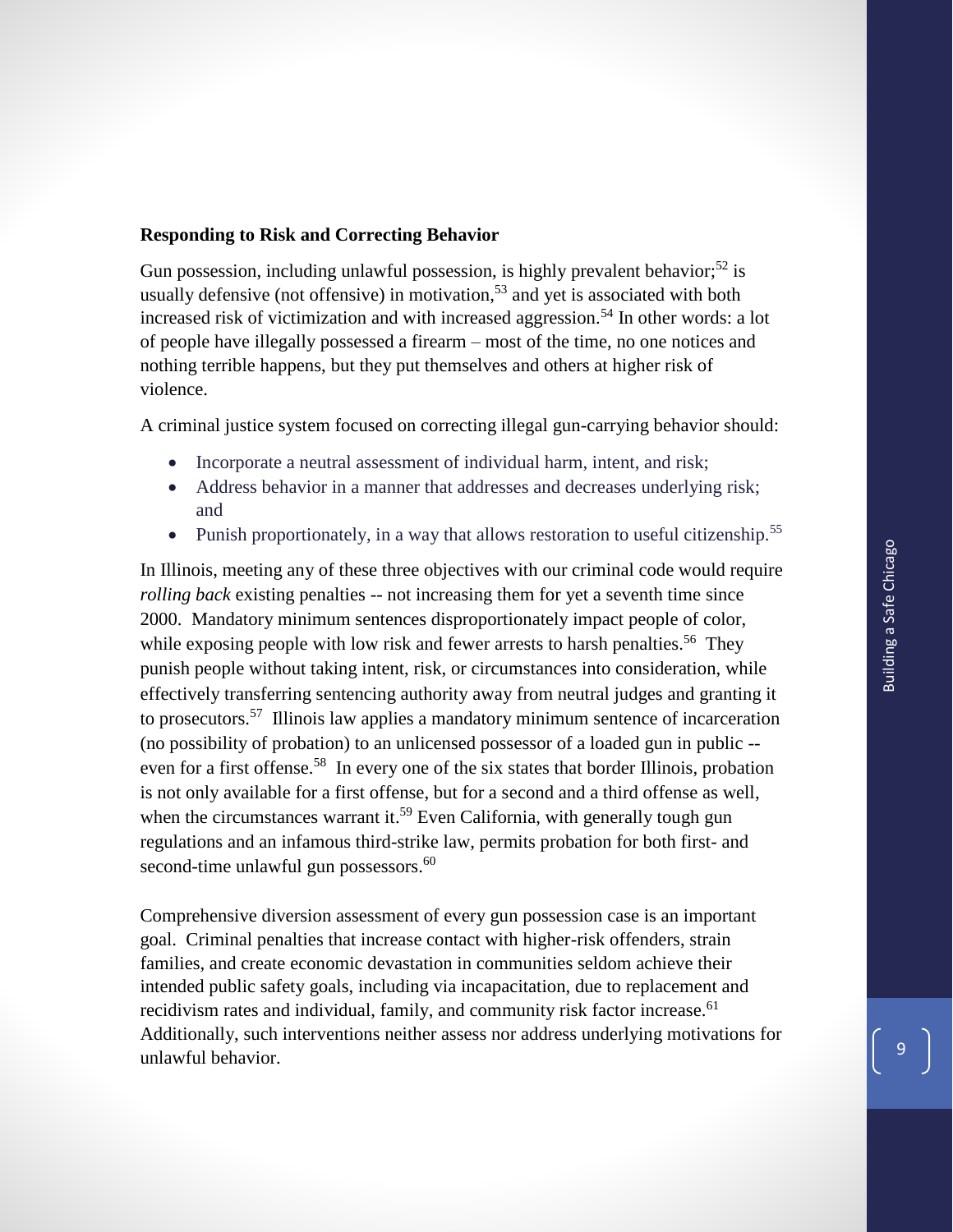### Responding to Risk and Correcting Behavior

Gun possession, including unlawful possession, is highly prevalent behavior;[52] is usually defensive (not offensive) in motivation,[53] and yet is associated with both increased risk of victimization and with increased aggression.[54] In other words: a lot of people have illegally possessed a firearm – most of the time, no one notices and nothing terrible happens, but they put themselves and others at higher risk of violence.

A criminal justice system focused on correcting illegal gun-carrying behavior should:

- Incorporate a neutral assessment of individual harm, intent, and risk;
- Address behavior in a manner that addresses and decreases underlying risk; and
- Punish proportionately, in a way that allows restoration to useful citizenship.[55]

In Illinois, meeting any of these three objectives with our criminal code would require *rolling back* existing penalties -- not increasing them for yet a seventh time since 2000. Mandatory minimum sentences disproportionately impact people of color, while exposing people with low risk and fewer arrests to harsh penalties.[56] They punish people without taking intent, risk, or circumstances into consideration, while effectively transferring sentencing authority away from neutral judges and granting it to prosecutors.[57] Illinois law applies a mandatory minimum sentence of incarceration (no possibility of probation) to an unlicensed possessor of a loaded gun in public -- even for a first offense.[58] In every one of the six states that border Illinois, probation is not only available for a first offense, but for a second and a third offense as well, when the circumstances warrant it.[59] Even California, with generally tough gun regulations and an infamous third-strike law, permits probation for both first- and second-time unlawful gun possessors.[60]

Comprehensive diversion assessment of every gun possession case is an important goal. Criminal penalties that increase contact with higher-risk offenders, strain families, and create economic devastation in communities seldom achieve their intended public safety goals, including via incapacitation, due to replacement and recidivism rates and individual, family, and community risk factor increase.[61] Additionally, such interventions neither assess nor address underlying motivations for unlawful behavior.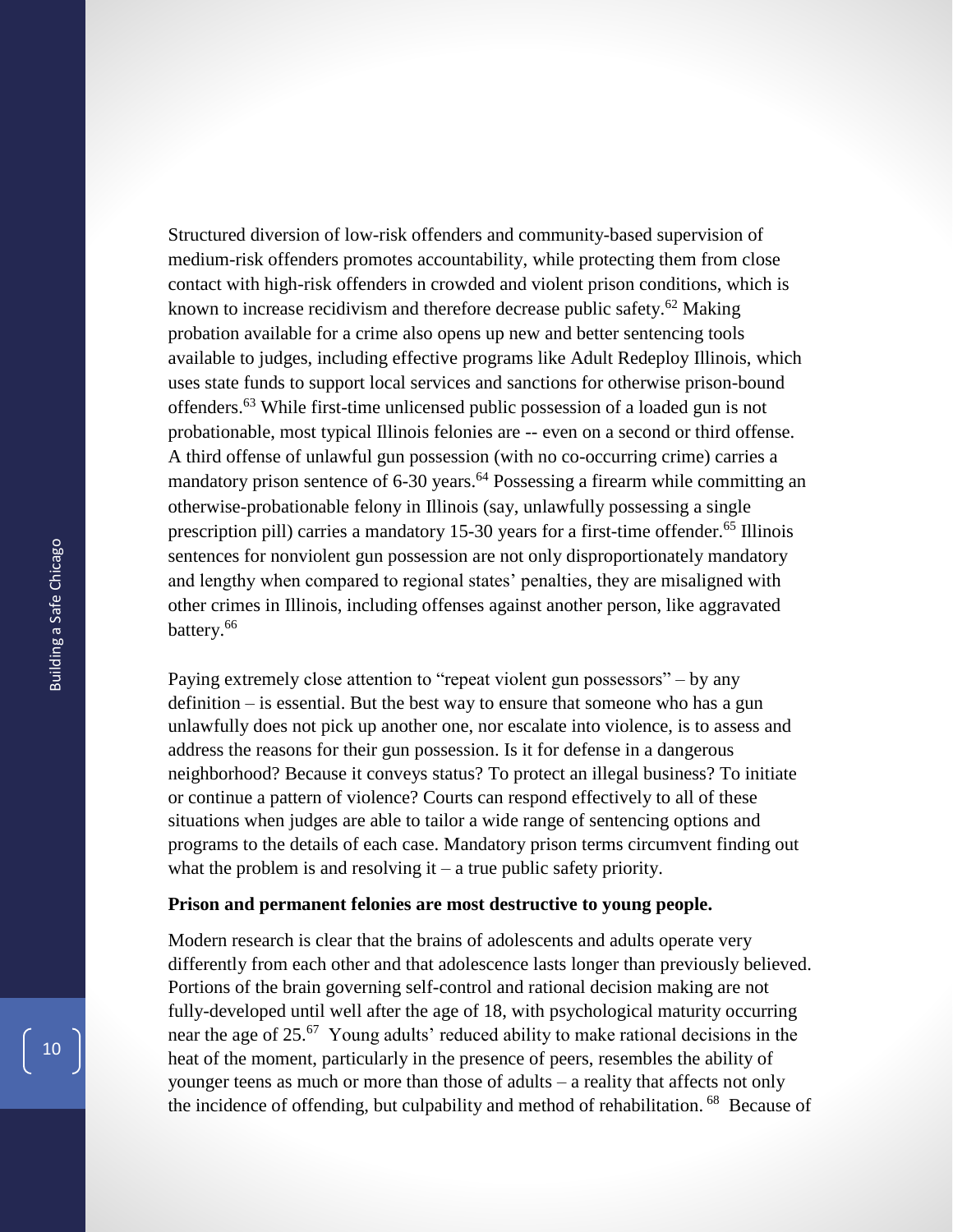Structured diversion of low-risk offenders and community-based supervision of medium-risk offenders promotes accountability, while protecting them from close contact with high-risk offenders in crowded and violent prison conditions, which is known to increase recidivism and therefore decrease public safety.[62] Making probation available for a crime also opens up new and better sentencing tools available to judges, including effective programs like Adult Redeploy Illinois, which uses state funds to support local services and sanctions for otherwise prison-bound offenders.[63] While first-time unlicensed public possession of a loaded gun is not probationable, most typical Illinois felonies are -- even on a second or third offense. A third offense of unlawful gun possession (with no co-occurring crime) carries a mandatory prison sentence of 6-30 years.[64] Possessing a firearm while committing an otherwise-probationable felony in Illinois (say, unlawfully possessing a single prescription pill) carries a mandatory 15-30 years for a first-time offender.[65] Illinois sentences for nonviolent gun possession are not only disproportionately mandatory and lengthy when compared to regional states' penalties, they are misaligned with other crimes in Illinois, including offenses against another person, like aggravated battery.[66]

Paying extremely close attention to "repeat violent gun possessors" – by any definition – is essential. But the best way to ensure that someone who has a gun unlawfully does not pick up another one, nor escalate into violence, is to assess and address the reasons for their gun possession. Is it for defense in a dangerous neighborhood? Because it conveys status? To protect an illegal business? To initiate or continue a pattern of violence? Courts can respond effectively to all of these situations when judges are able to tailor a wide range of sentencing options and programs to the details of each case. Mandatory prison terms circumvent finding out what the problem is and resolving it – a true public safety priority.

**Prison and permanent felonies are most destructive to young people.**

Modern research is clear that the brains of adolescents and adults operate very differently from each other and that adolescence lasts longer than previously believed. Portions of the brain governing self-control and rational decision making are not fully-developed until well after the age of 18, with psychological maturity occurring near the age of 25.[67] Young adults' reduced ability to make rational decisions in the heat of the moment, particularly in the presence of peers, resembles the ability of younger teens as much or more than those of adults – a reality that affects not only the incidence of offending, but culpability and method of rehabilitation.[68] Because of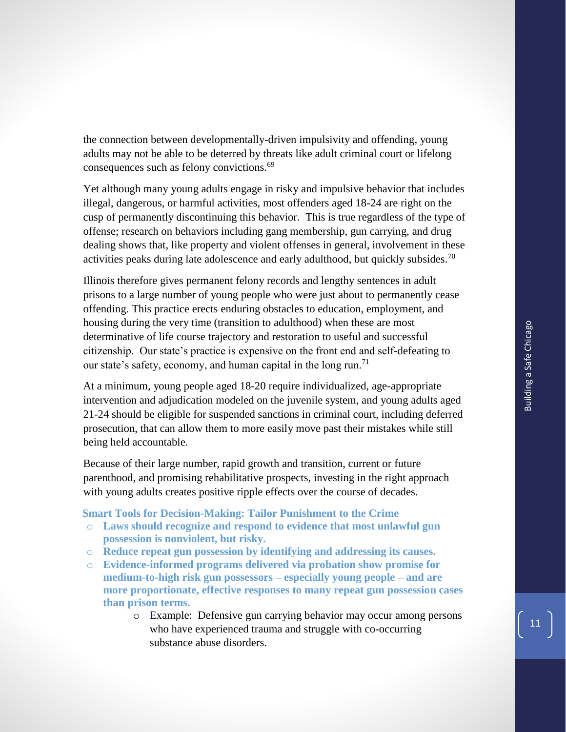the connection between developmentally-driven impulsivity and offending, young adults may not be able to be deterred by threats like adult criminal court or lifelong consequences such as felony convictions.[69]

Yet although many young adults engage in risky and impulsive behavior that includes illegal, dangerous, or harmful activities, most offenders aged 18-24 are right on the cusp of permanently discontinuing this behavior. This is true regardless of the type of offense; research on behaviors including gang membership, gun carrying, and drug dealing shows that, like property and violent offenses in general, involvement in these activities peaks during late adolescence and early adulthood, but quickly subsides.[70]

Illinois therefore gives permanent felony records and lengthy sentences in adult prisons to a large number of young people who were just about to permanently cease offending. This practice erects enduring obstacles to education, employment, and housing during the very time (transition to adulthood) when these are most determinative of life course trajectory and restoration to useful and successful citizenship. Our state's practice is expensive on the front end and self-defeating to our state's safety, economy, and human capital in the long run.[71]

At a minimum, young people aged 18-20 require individualized, age-appropriate intervention and adjudication modeled on the juvenile system, and young adults aged 21-24 should be eligible for suspended sanctions in criminal court, including deferred prosecution, that can allow them to more easily move past their mistakes while still being held accountable.

Because of their large number, rapid growth and transition, current or future parenthood, and promising rehabilitative prospects, investing in the right approach with young adults creates positive ripple effects over the course of decades.

**Smart Tools for Decision-Making: Tailor Punishment to the Crime**

- **Laws should recognize and respond to evidence that most unlawful gun possession is nonviolent, but risky.**
- **Reduce repeat gun possession by identifying and addressing its causes.**
- **Evidence-informed programs delivered via probation show promise for medium-to-high risk gun possessors – especially young people – and are more proportionate, effective responses to many repeat gun possession cases than prison terms.**
    - Example: Defensive gun carrying behavior may occur among persons who have experienced trauma and struggle with co-occurring substance abuse disorders.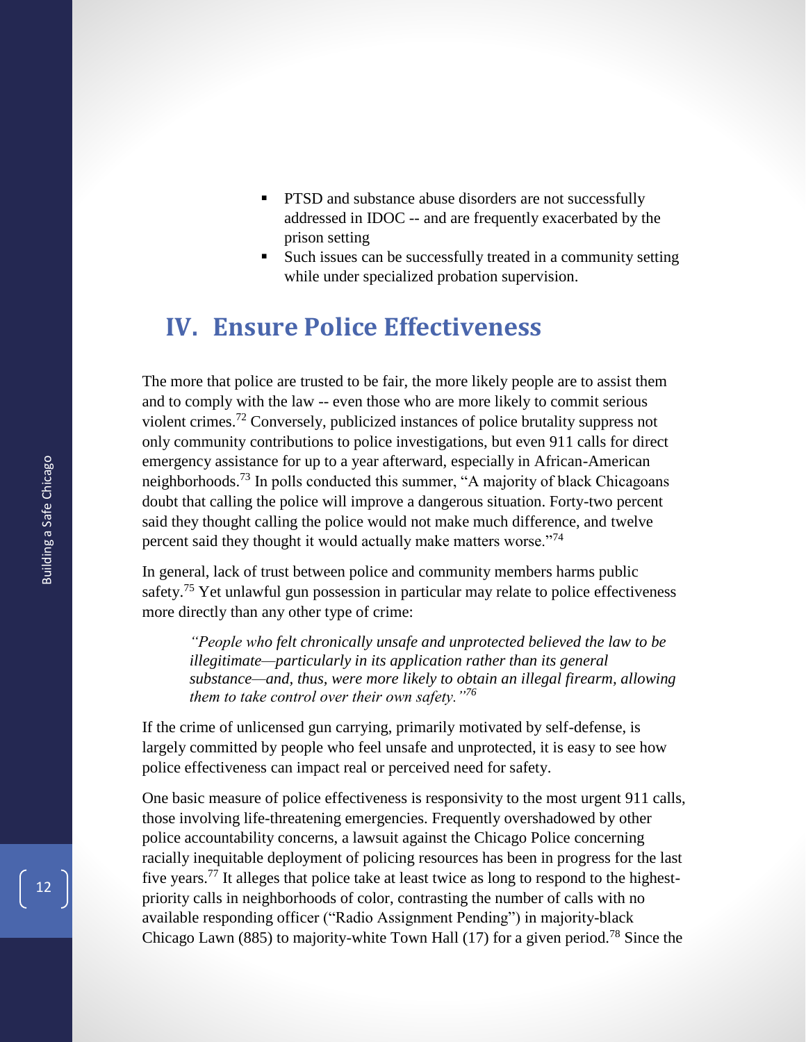- PTSD and substance abuse disorders are not successfully addressed in IDOC -- and are frequently exacerbated by the prison setting
- Such issues can be successfully treated in a community setting while under specialized probation supervision.

## IV. Ensure Police Effectiveness

The more that police are trusted to be fair, the more likely people are to assist them and to comply with the law -- even those who are more likely to commit serious violent crimes.[72] Conversely, publicized instances of police brutality suppress not only community contributions to police investigations, but even 911 calls for direct emergency assistance for up to a year afterward, especially in African-American neighborhoods.[73] In polls conducted this summer, "A majority of black Chicagoans doubt that calling the police will improve a dangerous situation. Forty-two percent said they thought calling the police would not make much difference, and twelve percent said they thought it would actually make matters worse."[74]

In general, lack of trust between police and community members harms public safety.[75] Yet unlawful gun possession in particular may relate to police effectiveness more directly than any other type of crime:

> *"People who felt chronically unsafe and unprotected believed the law to be illegitimate—particularly in its application rather than its general substance—and, thus, were more likely to obtain an illegal firearm, allowing them to take control over their own safety."*[76]

If the crime of unlicensed gun carrying, primarily motivated by self-defense, is largely committed by people who feel unsafe and unprotected, it is easy to see how police effectiveness can impact real or perceived need for safety.

One basic measure of police effectiveness is responsivity to the most urgent 911 calls, those involving life-threatening emergencies. Frequently overshadowed by other police accountability concerns, a lawsuit against the Chicago Police concerning racially inequitable deployment of policing resources has been in progress for the last five years.[77] It alleges that police take at least twice as long to respond to the highest-priority calls in neighborhoods of color, contrasting the number of calls with no available responding officer ("Radio Assignment Pending") in majority-black Chicago Lawn (885) to majority-white Town Hall (17) for a given period.[78] Since the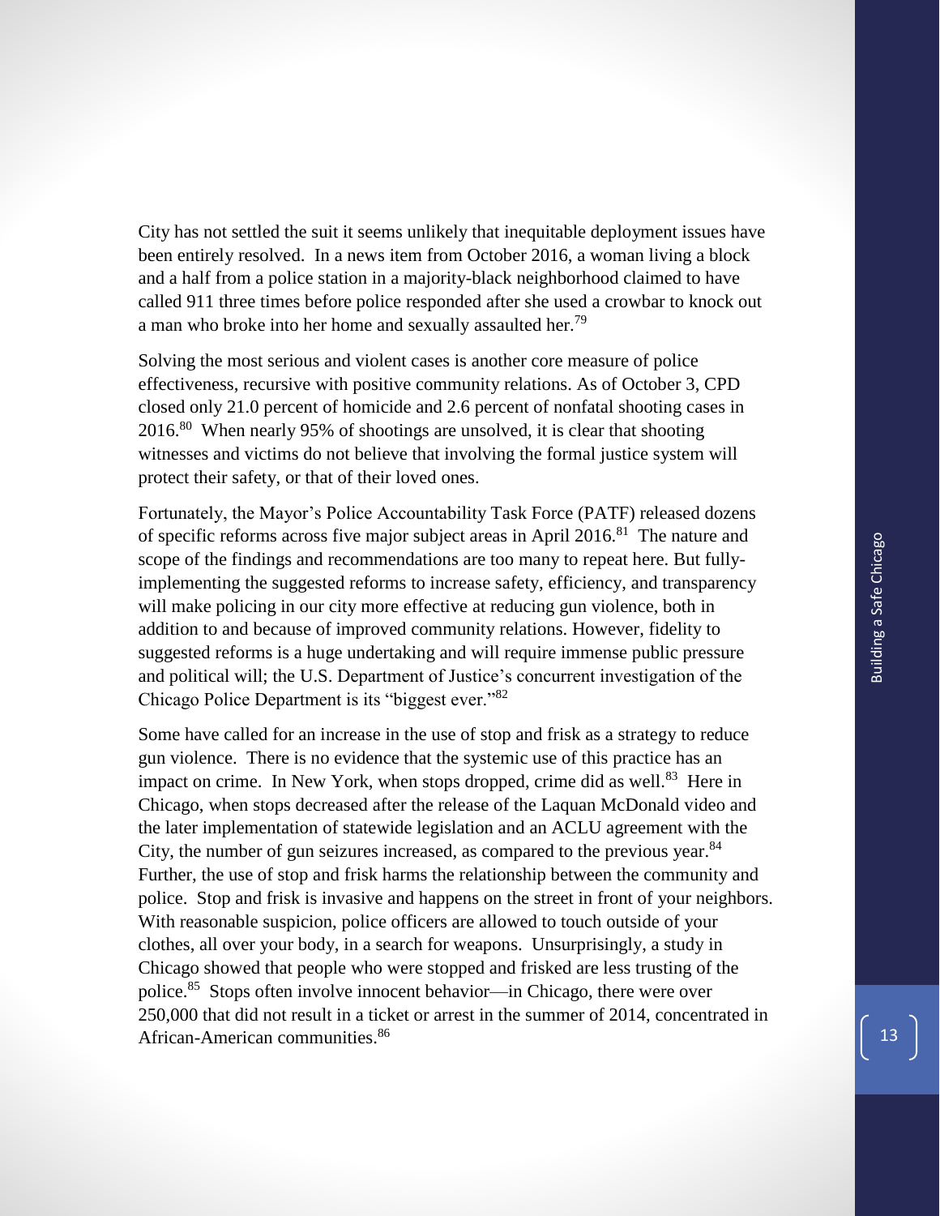City has not settled the suit it seems unlikely that inequitable deployment issues have been entirely resolved. In a news item from October 2016, a woman living a block and a half from a police station in a majority-black neighborhood claimed to have called 911 three times before police responded after she used a crowbar to knock out a man who broke into her home and sexually assaulted her.[79]

Solving the most serious and violent cases is another core measure of police effectiveness, recursive with positive community relations. As of October 3, CPD closed only 21.0 percent of homicide and 2.6 percent of nonfatal shooting cases in 2016.[80] When nearly 95% of shootings are unsolved, it is clear that shooting witnesses and victims do not believe that involving the formal justice system will protect their safety, or that of their loved ones.

Fortunately, the Mayor's Police Accountability Task Force (PATF) released dozens of specific reforms across five major subject areas in April 2016.[81] The nature and scope of the findings and recommendations are too many to repeat here. But fully-implementing the suggested reforms to increase safety, efficiency, and transparency will make policing in our city more effective at reducing gun violence, both in addition to and because of improved community relations. However, fidelity to suggested reforms is a huge undertaking and will require immense public pressure and political will; the U.S. Department of Justice's concurrent investigation of the Chicago Police Department is its "biggest ever."[82]

Some have called for an increase in the use of stop and frisk as a strategy to reduce gun violence. There is no evidence that the systemic use of this practice has an impact on crime. In New York, when stops dropped, crime did as well.[83] Here in Chicago, when stops decreased after the release of the Laquan McDonald video and the later implementation of statewide legislation and an ACLU agreement with the City, the number of gun seizures increased, as compared to the previous year.[84] Further, the use of stop and frisk harms the relationship between the community and police. Stop and frisk is invasive and happens on the street in front of your neighbors. With reasonable suspicion, police officers are allowed to touch outside of your clothes, all over your body, in a search for weapons. Unsurprisingly, a study in Chicago showed that people who were stopped and frisked are less trusting of the police.[85] Stops often involve innocent behavior—in Chicago, there were over 250,000 that did not result in a ticket or arrest in the summer of 2014, concentrated in African-American communities.[86]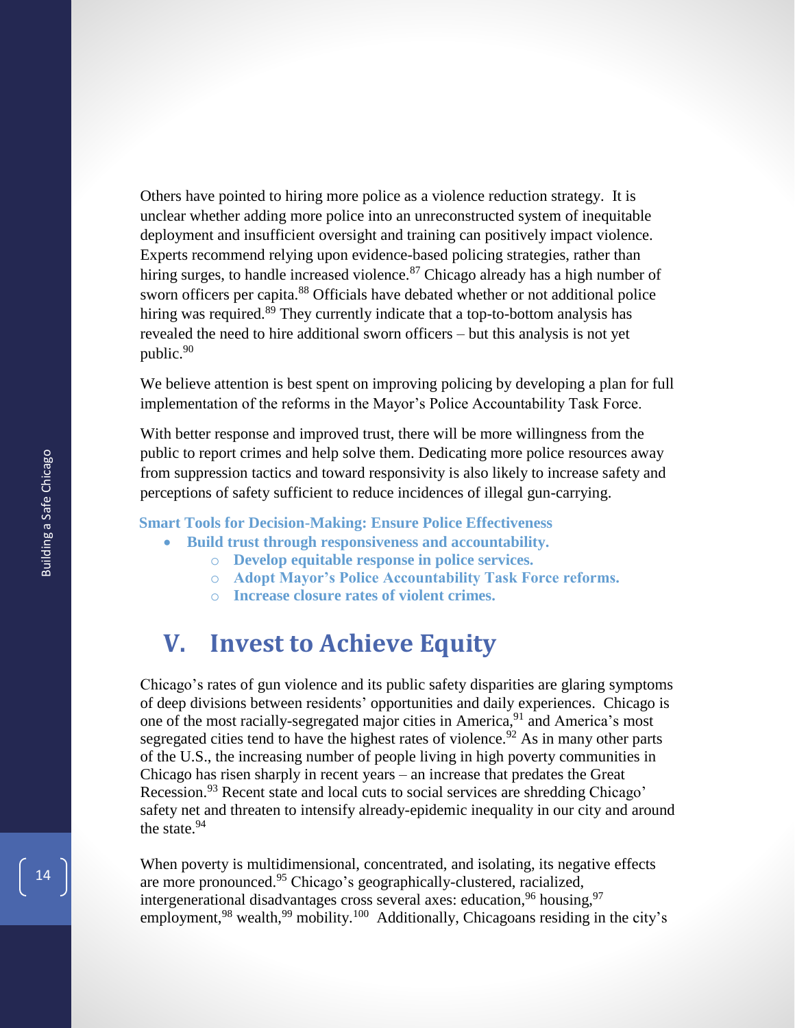Others have pointed to hiring more police as a violence reduction strategy. It is unclear whether adding more police into an unreconstructed system of inequitable deployment and insufficient oversight and training can positively impact violence. Experts recommend relying upon evidence-based policing strategies, rather than hiring surges, to handle increased violence.[87] Chicago already has a high number of sworn officers per capita.[88] Officials have debated whether or not additional police hiring was required.[89] They currently indicate that a top-to-bottom analysis has revealed the need to hire additional sworn officers – but this analysis is not yet public.[90]

We believe attention is best spent on improving policing by developing a plan for full implementation of the reforms in the Mayor's Police Accountability Task Force.

With better response and improved trust, there will be more willingness from the public to report crimes and help solve them. Dedicating more police resources away from suppression tactics and toward responsivity is also likely to increase safety and perceptions of safety sufficient to reduce incidences of illegal gun-carrying.

**Smart Tools for Decision-Making: Ensure Police Effectiveness**

- **Build trust through responsiveness and accountability.**
  - **Develop equitable response in police services.**
  - **Adopt Mayor's Police Accountability Task Force reforms.**
  - **Increase closure rates of violent crimes.**

## V. Invest to Achieve Equity

Chicago's rates of gun violence and its public safety disparities are glaring symptoms of deep divisions between residents' opportunities and daily experiences. Chicago is one of the most racially-segregated major cities in America,[91] and America's most segregated cities tend to have the highest rates of violence.[92] As in many other parts of the U.S., the increasing number of people living in high poverty communities in Chicago has risen sharply in recent years – an increase that predates the Great Recession.[93] Recent state and local cuts to social services are shredding Chicago' safety net and threaten to intensify already-epidemic inequality in our city and around the state.[94]

When poverty is multidimensional, concentrated, and isolating, its negative effects are more pronounced.[95] Chicago's geographically-clustered, racialized, intergenerational disadvantages cross several axes: education,[96] housing,[97] employment,[98] wealth,[99] mobility.[100] Additionally, Chicagoans residing in the city's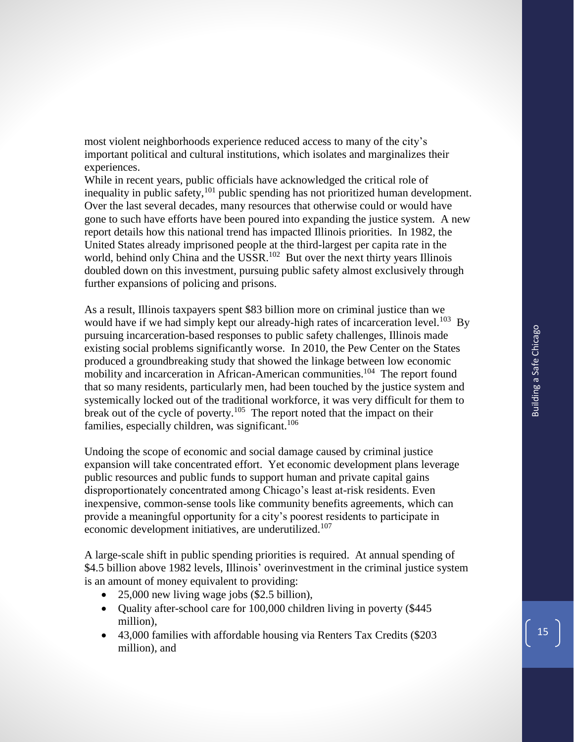most violent neighborhoods experience reduced access to many of the city's important political and cultural institutions, which isolates and marginalizes their experiences.

While in recent years, public officials have acknowledged the critical role of inequality in public safety,[101] public spending has not prioritized human development. Over the last several decades, many resources that otherwise could or would have gone to such have efforts have been poured into expanding the justice system. A new report details how this national trend has impacted Illinois priorities. In 1982, the United States already imprisoned people at the third-largest per capita rate in the world, behind only China and the USSR.[102] But over the next thirty years Illinois doubled down on this investment, pursuing public safety almost exclusively through further expansions of policing and prisons.

As a result, Illinois taxpayers spent $83 billion more on criminal justice than we would have if we had simply kept our already-high rates of incarceration level.[103] By pursuing incarceration-based responses to public safety challenges, Illinois made existing social problems significantly worse. In 2010, the Pew Center on the States produced a groundbreaking study that showed the linkage between low economic mobility and incarceration in African-American communities.[104] The report found that so many residents, particularly men, had been touched by the justice system and systemically locked out of the traditional workforce, it was very difficult for them to break out of the cycle of poverty.[105] The report noted that the impact on their families, especially children, was significant.[106]

Undoing the scope of economic and social damage caused by criminal justice expansion will take concentrated effort. Yet economic development plans leverage public resources and public funds to support human and private capital gains disproportionately concentrated among Chicago's least at-risk residents. Even inexpensive, common-sense tools like community benefits agreements, which can provide a meaningful opportunity for a city's poorest residents to participate in economic development initiatives, are underutilized.[107]

A large-scale shift in public spending priorities is required. At annual spending of $4.5 billion above 1982 levels, Illinois' overinvestment in the criminal justice system is an amount of money equivalent to providing:

- 25,000 new living wage jobs ($2.5 billion),
- Quality after-school care for 100,000 children living in poverty ($445 million),
- 43,000 families with affordable housing via Renters Tax Credits ($203 million), and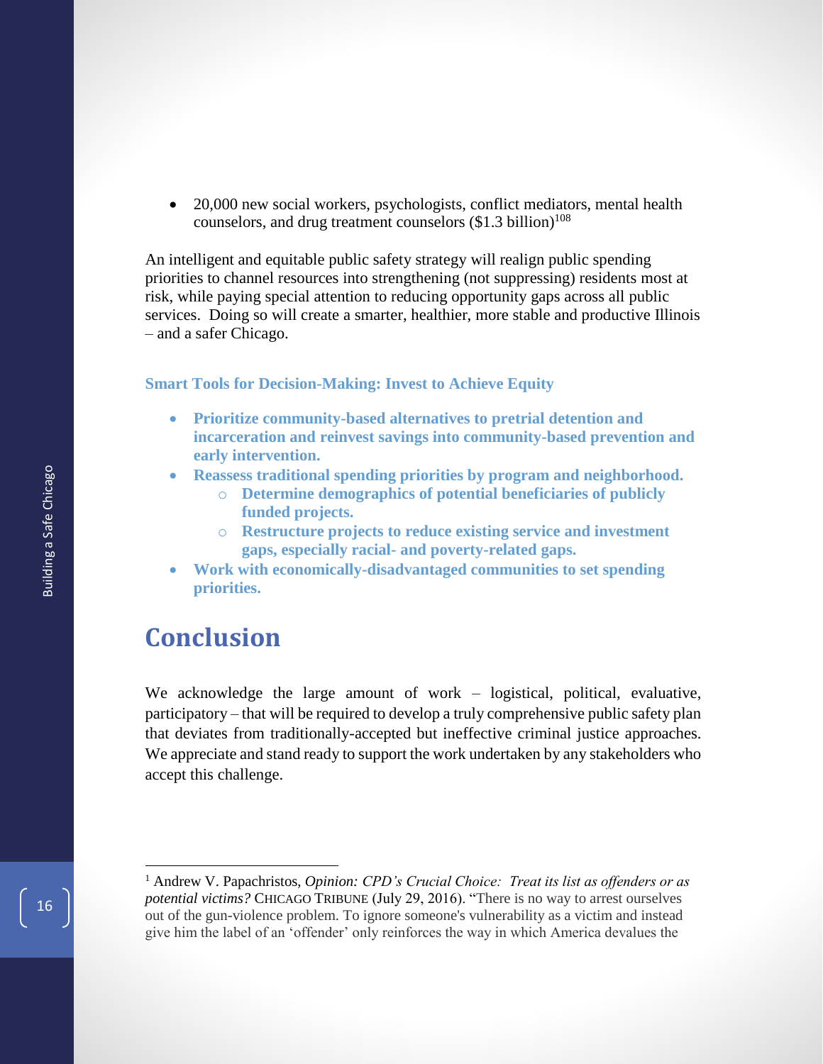- 20,000 new social workers, psychologists, conflict mediators, mental health counselors, and drug treatment counselors ($1.3 billion)[108]

An intelligent and equitable public safety strategy will realign public spending priorities to channel resources into strengthening (not suppressing) residents most at risk, while paying special attention to reducing opportunity gaps across all public services. Doing so will create a smarter, healthier, more stable and productive Illinois – and a safer Chicago.

**Smart Tools for Decision-Making: Invest to Achieve Equity**

- **Prioritize community-based alternatives to pretrial detention and incarceration and reinvest savings into community-based prevention and early intervention.**
- **Reassess traditional spending priorities by program and neighborhood.**
  - **Determine demographics of potential beneficiaries of publicly funded projects.**
  - **Restructure projects to reduce existing service and investment gaps, especially racial- and poverty-related gaps.**
- **Work with economically-disadvantaged communities to set spending priorities.**

## Conclusion

We acknowledge the large amount of work – logistical, political, evaluative, participatory – that will be required to develop a truly comprehensive public safety plan that deviates from traditionally-accepted but ineffective criminal justice approaches. We appreciate and stand ready to support the work undertaken by any stakeholders who accept this challenge.

[1] Andrew V. Papachristos, *Opinion: CPD's Crucial Choice: Treat its list as offenders or as potential victims?* CHICAGO TRIBUNE (July 29, 2016). "There is no way to arrest ourselves out of the gun-violence problem. To ignore someone's vulnerability as a victim and instead give him the label of an 'offender' only reinforces the way in which America devalues the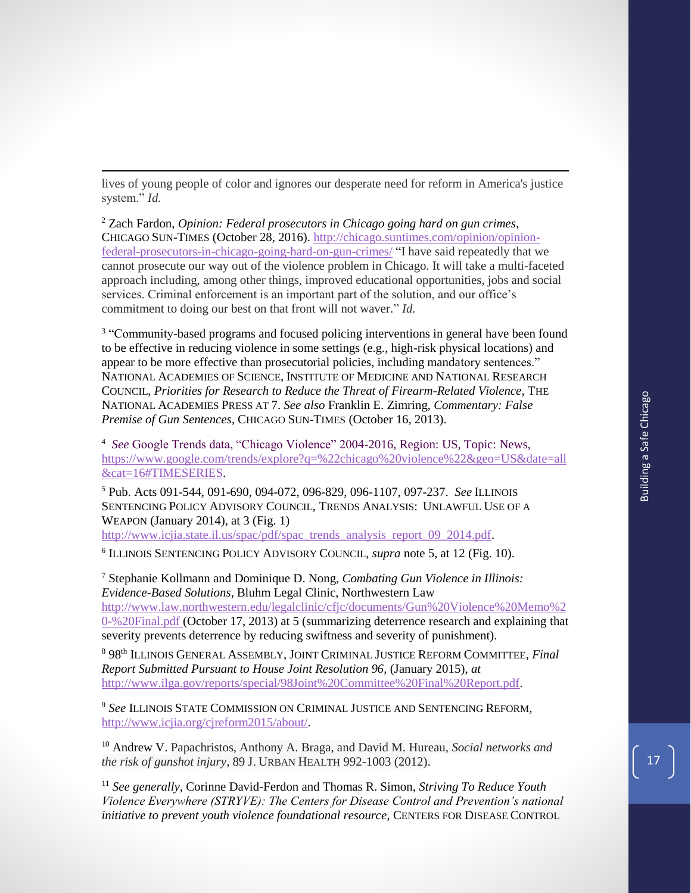lives of young people of color and ignores our desperate need for reform in America's justice system." *Id.*

[2] Zach Fardon, *Opinion: Federal prosecutors in Chicago going hard on gun crimes*, CHICAGO SUN-TIMES (October 28, 2016). http://chicago.suntimes.com/opinion/opinion-federal-prosecutors-in-chicago-going-hard-on-gun-crimes/ "I have said repeatedly that we cannot prosecute our way out of the violence problem in Chicago. It will take a multi-faceted approach including, among other things, improved educational opportunities, jobs and social services. Criminal enforcement is an important part of the solution, and our office's commitment to doing our best on that front will not waver." *Id.*

[3] "Community-based programs and focused policing interventions in general have been found to be effective in reducing violence in some settings (e.g., high-risk physical locations) and appear to be more effective than prosecutorial policies, including mandatory sentences." NATIONAL ACADEMIES OF SCIENCE, INSTITUTE OF MEDICINE AND NATIONAL RESEARCH COUNCIL, *Priorities for Research to Reduce the Threat of Firearm-Related Violence*, THE NATIONAL ACADEMIES PRESS AT 7. *See also* Franklin E. Zimring, *Commentary: False Premise of Gun Sentences*, CHICAGO SUN-TIMES (October 16, 2013).

[4] *See* Google Trends data, "Chicago Violence" 2004-2016, Region: US, Topic: News, https://www.google.com/trends/explore?q=%22chicago%20violence%22&geo=US&date=all&cat=16#TIMESERIES.

[5] Pub. Acts 091-544, 091-690, 094-072, 096-829, 096-1107, 097-237. *See* ILLINOIS SENTENCING POLICY ADVISORY COUNCIL, TRENDS ANALYSIS: UNLAWFUL USE OF A WEAPON (January 2014), at 3 (Fig. 1) http://www.icjia.state.il.us/spac/pdf/spac_trends_analysis_report_09_2014.pdf.

[6] ILLINOIS SENTENCING POLICY ADVISORY COUNCIL, *supra* note 5, at 12 (Fig. 10).

[7] Stephanie Kollmann and Dominique D. Nong, *Combating Gun Violence in Illinois: Evidence-Based Solutions*, Bluhm Legal Clinic, Northwestern Law http://www.law.northwestern.edu/legalclinic/cfjc/documents/Gun%20Violence%20Memo%20-%20Final.pdf (October 17, 2013) at 5 (summarizing deterrence research and explaining that severity prevents deterrence by reducing swiftness and severity of punishment).

[8] 98th ILLINOIS GENERAL ASSEMBLY, JOINT CRIMINAL JUSTICE REFORM COMMITTEE, *Final Report Submitted Pursuant to House Joint Resolution 96*, (January 2015), *at* http://www.ilga.gov/reports/special/98Joint%20Committee%20Final%20Report.pdf.

[9] *See* ILLINOIS STATE COMMISSION ON CRIMINAL JUSTICE AND SENTENCING REFORM, http://www.icjia.org/cjreform2015/about/.

[10] Andrew V. Papachristos, Anthony A. Braga, and David M. Hureau, *Social networks and the risk of gunshot injury*, 89 J. URBAN HEALTH 992-1003 (2012).

[11] *See generally*, Corinne David-Ferdon and Thomas R. Simon, *Striving To Reduce Youth Violence Everywhere (STRYVE): The Centers for Disease Control and Prevention's national initiative to prevent youth violence foundational resource*, CENTERS FOR DISEASE CONTROL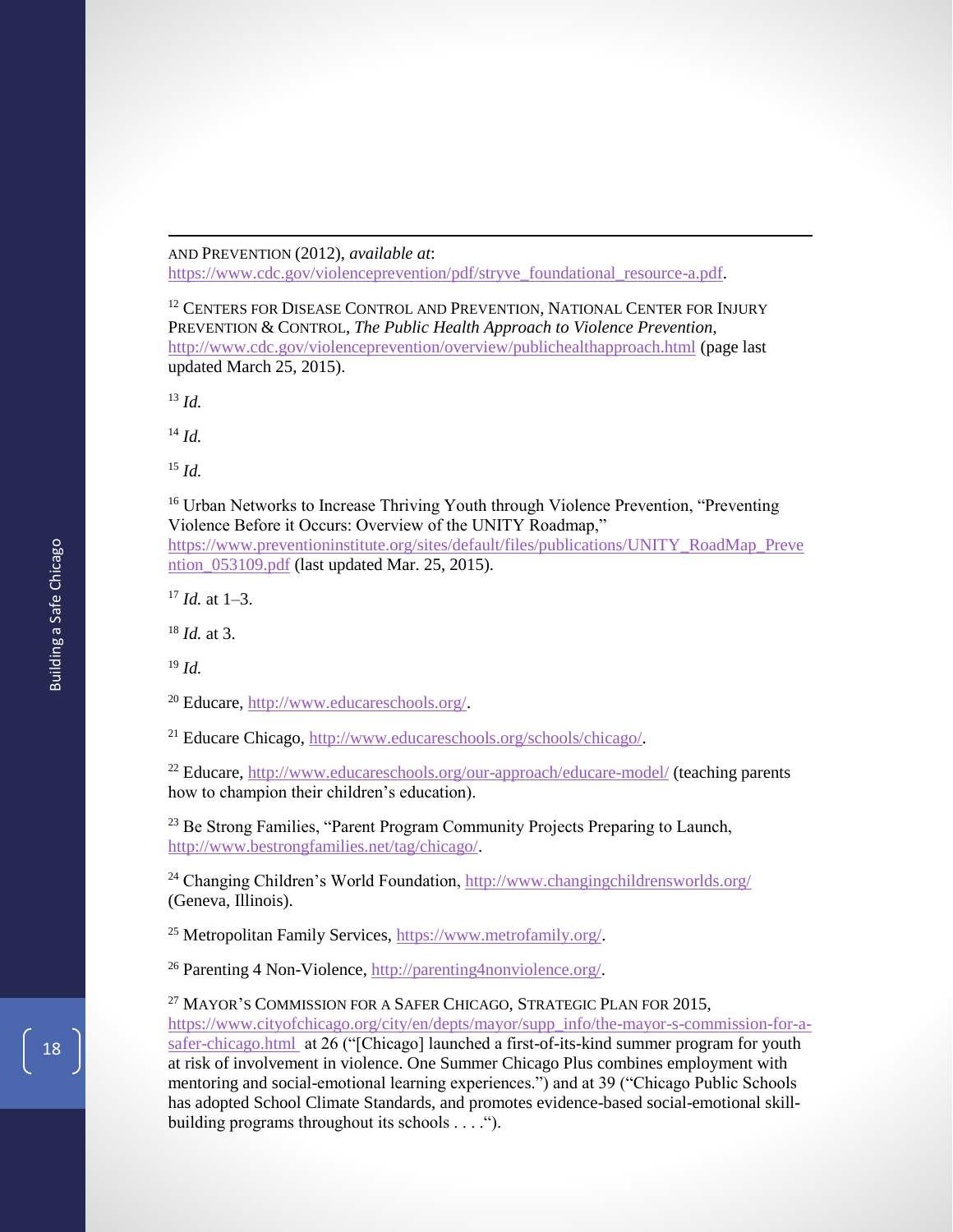AND PREVENTION (2012), *available at*: https://www.cdc.gov/violenceprevention/pdf/stryve_foundational_resource-a.pdf.

[12] CENTERS FOR DISEASE CONTROL AND PREVENTION, NATIONAL CENTER FOR INJURY PREVENTION & CONTROL, *The Public Health Approach to Violence Prevention*, http://www.cdc.gov/violenceprevention/overview/publichealthapproach.html (page last updated March 25, 2015).

[13] *Id.*

[14] *Id.*

[15] *Id.*

[16] Urban Networks to Increase Thriving Youth through Violence Prevention, "Preventing Violence Before it Occurs: Overview of the UNITY Roadmap," https://www.preventioninstitute.org/sites/default/files/publications/UNITY_RoadMap_Prevention_053109.pdf (last updated Mar. 25, 2015).

[17] *Id.* at 1–3.

[18] *Id.* at 3.

[19] *Id.*

[20] Educare, http://www.educareschools.org/.

[21] Educare Chicago, http://www.educareschools.org/schools/chicago/.

[22] Educare, http://www.educareschools.org/our-approach/educare-model/ (teaching parents how to champion their children's education).

[23] Be Strong Families, "Parent Program Community Projects Preparing to Launch, http://www.bestrongfamilies.net/tag/chicago/.

[24] Changing Children's World Foundation, http://www.changingchildrensworlds.org/ (Geneva, Illinois).

[25] Metropolitan Family Services, https://www.metrofamily.org/.

[26] Parenting 4 Non-Violence, http://parenting4nonviolence.org/.

[27] MAYOR'S COMMISSION FOR A SAFER CHICAGO, STRATEGIC PLAN FOR 2015, https://www.cityofchicago.org/city/en/depts/mayor/supp_info/the-mayor-s-commission-for-a-safer-chicago.html at 26 ("[Chicago] launched a first-of-its-kind summer program for youth at risk of involvement in violence. One Summer Chicago Plus combines employment with mentoring and social-emotional learning experiences.") and at 39 ("Chicago Public Schools has adopted School Climate Standards, and promotes evidence-based social-emotional skill-building programs throughout its schools . . . .").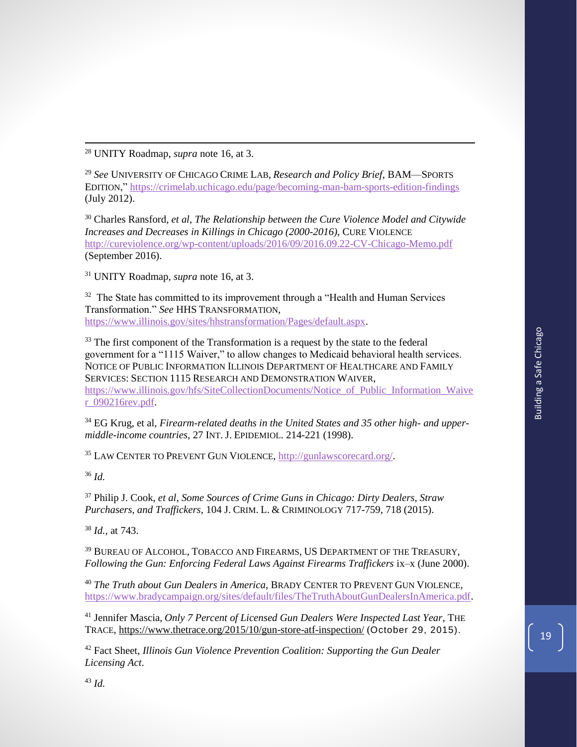[28] UNITY Roadmap, *supra* note 16, at 3.

[29] *See* UNIVERSITY OF CHICAGO CRIME LAB, *Research and Policy Brief*, BAM—SPORTS EDITION," https://crimelab.uchicago.edu/page/becoming-man-bam-sports-edition-findings (July 2012).

[30] Charles Ransford, *et al*, *The Relationship between the Cure Violence Model and Citywide Increases and Decreases in Killings in Chicago (2000-2016)*, CURE VIOLENCE http://cureviolence.org/wp-content/uploads/2016/09/2016.09.22-CV-Chicago-Memo.pdf (September 2016).

[31] UNITY Roadmap, *supra* note 16, at 3.

[32] The State has committed to its improvement through a "Health and Human Services Transformation." *See* HHS TRANSFORMATION, https://www.illinois.gov/sites/hhstransformation/Pages/default.aspx.

[33] The first component of the Transformation is a request by the state to the federal government for a "1115 Waiver," to allow changes to Medicaid behavioral health services. NOTICE OF PUBLIC INFORMATION ILLINOIS DEPARTMENT OF HEALTHCARE AND FAMILY SERVICES: SECTION 1115 RESEARCH AND DEMONSTRATION WAIVER, https://www.illinois.gov/hfs/SiteCollectionDocuments/Notice_of_Public_Information_Waiver_090216rev.pdf.

[34] EG Krug, et al, *Firearm-related deaths in the United States and 35 other high- and upper-middle-income countries*, 27 INT. J. EPIDEMIOL. 214-221 (1998).

[35] LAW CENTER TO PREVENT GUN VIOLENCE, http://gunlawscorecard.org/.

[36] *Id.*

[37] Philip J. Cook, *et al*, *Some Sources of Crime Guns in Chicago: Dirty Dealers, Straw Purchasers, and Traffickers*, 104 J. CRIM. L. & CRIMINOLOGY 717-759, 718 (2015).

[38] *Id.*, at 743.

[39] BUREAU OF ALCOHOL, TOBACCO AND FIREARMS, US DEPARTMENT OF THE TREASURY, *Following the Gun: Enforcing Federal Laws Against Firearms Traffickers* ix–x (June 2000).

[40] *The Truth about Gun Dealers in America*, BRADY CENTER TO PREVENT GUN VIOLENCE, https://www.bradycampaign.org/sites/default/files/TheTruthAboutGunDealersInAmerica.pdf.

[41] Jennifer Mascia, *Only 7 Percent of Licensed Gun Dealers Were Inspected Last Year*, THE TRACE, https://www.thetrace.org/2015/10/gun-store-atf-inspection/ (October 29, 2015).

[42] Fact Sheet, *Illinois Gun Violence Prevention Coalition: Supporting the Gun Dealer Licensing Act*.

[43] *Id.*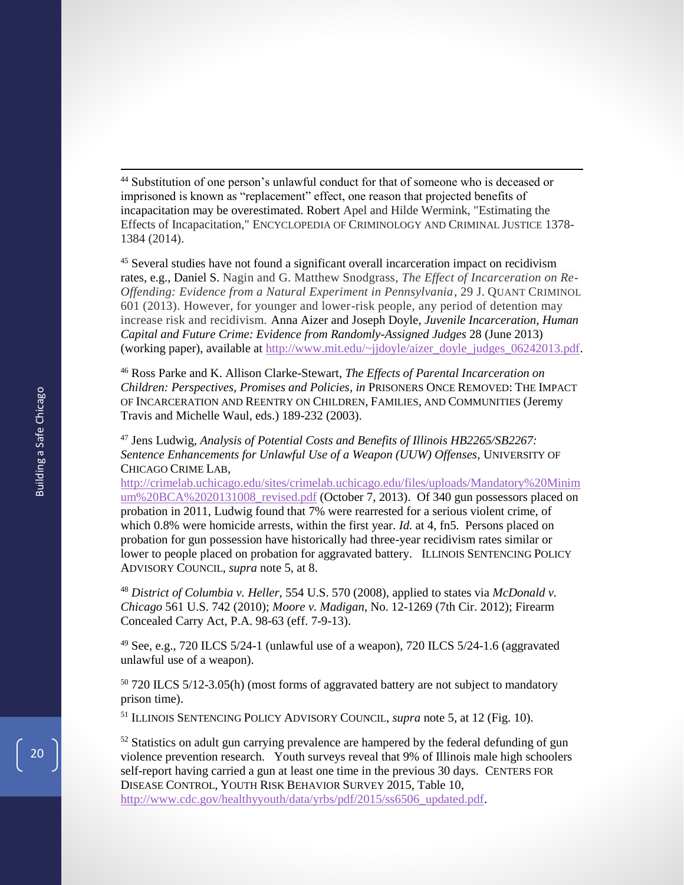[44] Substitution of one person's unlawful conduct for that of someone who is deceased or imprisoned is known as "replacement" effect, one reason that projected benefits of incapacitation may be overestimated. Robert Apel and Hilde Wermink, "Estimating the Effects of Incapacitation," ENCYCLOPEDIA OF CRIMINOLOGY AND CRIMINAL JUSTICE 1378-1384 (2014).

[45] Several studies have not found a significant overall incarceration impact on recidivism rates, e.g., Daniel S. Nagin and G. Matthew Snodgrass, *The Effect of Incarceration on Re-Offending: Evidence from a Natural Experiment in Pennsylvania*, 29 J. QUANT CRIMINOL 601 (2013). However, for younger and lower-risk people, any period of detention may increase risk and recidivism. Anna Aizer and Joseph Doyle, *Juvenile Incarceration, Human Capital and Future Crime: Evidence from Randomly-Assigned Judges* 28 (June 2013) (working paper), available at http://www.mit.edu/~jjdoyle/aizer_doyle_judges_06242013.pdf.

[46] Ross Parke and K. Allison Clarke-Stewart, *The Effects of Parental Incarceration on Children: Perspectives, Promises and Policies*, *in* PRISONERS ONCE REMOVED: THE IMPACT OF INCARCERATION AND REENTRY ON CHILDREN, FAMILIES, AND COMMUNITIES (Jeremy Travis and Michelle Waul, eds.) 189-232 (2003).

[47] Jens Ludwig, *Analysis of Potential Costs and Benefits of Illinois HB2265/SB2267: Sentence Enhancements for Unlawful Use of a Weapon (UUW) Offenses*, UNIVERSITY OF CHICAGO CRIME LAB, http://crimelab.uchicago.edu/sites/crimelab.uchicago.edu/files/uploads/Mandatory%20Minimum%20BCA%2020131008_revised.pdf (October 7, 2013). Of 340 gun possessors placed on probation in 2011, Ludwig found that 7% were rearrested for a serious violent crime, of which 0.8% were homicide arrests, within the first year. *Id.* at 4, fn5. Persons placed on probation for gun possession have historically had three-year recidivism rates similar or lower to people placed on probation for aggravated battery. ILLINOIS SENTENCING POLICY ADVISORY COUNCIL, *supra* note 5, at 8.

[48] *District of Columbia v. Heller*, 554 U.S. 570 (2008), applied to states via *McDonald v. Chicago* 561 U.S. 742 (2010); *Moore v. Madigan*, No. 12-1269 (7th Cir. 2012); Firearm Concealed Carry Act, P.A. 98-63 (eff. 7-9-13).

[49] See, e.g., 720 ILCS 5/24-1 (unlawful use of a weapon), 720 ILCS 5/24-1.6 (aggravated unlawful use of a weapon).

[50] 720 ILCS 5/12-3.05(h) (most forms of aggravated battery are not subject to mandatory prison time).

[51] ILLINOIS SENTENCING POLICY ADVISORY COUNCIL, *supra* note 5, at 12 (Fig. 10).

[52] Statistics on adult gun carrying prevalence are hampered by the federal defunding of gun violence prevention research. Youth surveys reveal that 9% of Illinois male high schoolers self-report having carried a gun at least one time in the previous 30 days. CENTERS FOR DISEASE CONTROL, YOUTH RISK BEHAVIOR SURVEY 2015, Table 10, http://www.cdc.gov/healthyyouth/data/yrbs/pdf/2015/ss6506_updated.pdf.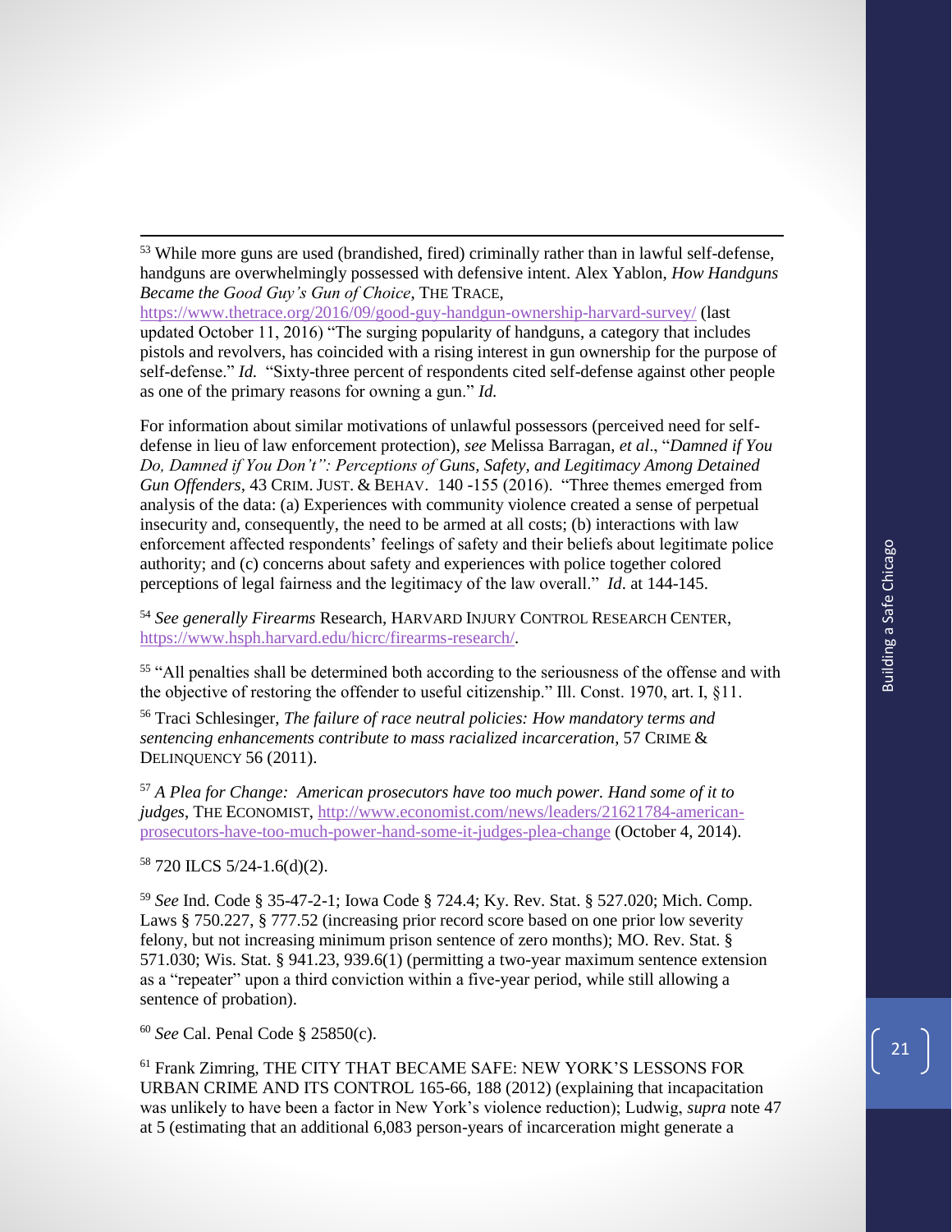[53] While more guns are used (brandished, fired) criminally rather than in lawful self-defense, handguns are overwhelmingly possessed with defensive intent. Alex Yablon, *How Handguns Became the Good Guy's Gun of Choice*, THE TRACE, https://www.thetrace.org/2016/09/good-guy-handgun-ownership-harvard-survey/ (last updated October 11, 2016) "The surging popularity of handguns, a category that includes pistols and revolvers, has coincided with a rising interest in gun ownership for the purpose of self-defense." *Id.* "Sixty-three percent of respondents cited self-defense against other people as one of the primary reasons for owning a gun." *Id.*

For information about similar motivations of unlawful possessors (perceived need for self-defense in lieu of law enforcement protection), *see* Melissa Barragan, *et al*., "*Damned if You Do, Damned if You Don't": Perceptions of Guns, Safety, and Legitimacy Among Detained Gun Offenders*, 43 CRIM. JUST. & BEHAV. 140 -155 (2016). "Three themes emerged from analysis of the data: (a) Experiences with community violence created a sense of perpetual insecurity and, consequently, the need to be armed at all costs; (b) interactions with law enforcement affected respondents' feelings of safety and their beliefs about legitimate police authority; and (c) concerns about safety and experiences with police together colored perceptions of legal fairness and the legitimacy of the law overall." *Id*. at 144-145.

[54] *See generally Firearms* Research, HARVARD INJURY CONTROL RESEARCH CENTER, https://www.hsph.harvard.edu/hicrc/firearms-research/.

[55] "All penalties shall be determined both according to the seriousness of the offense and with the objective of restoring the offender to useful citizenship." Ill. Const. 1970, art. I, §11.

[56] Traci Schlesinger, *The failure of race neutral policies: How mandatory terms and sentencing enhancements contribute to mass racialized incarceration*, 57 CRIME & DELINQUENCY 56 (2011).

[57] *A Plea for Change: American prosecutors have too much power. Hand some of it to judges*, THE ECONOMIST, http://www.economist.com/news/leaders/21621784-american-prosecutors-have-too-much-power-hand-some-it-judges-plea-change (October 4, 2014).

[58] 720 ILCS 5/24-1.6(d)(2).

[59] *See* Ind. Code § 35-47-2-1; Iowa Code § 724.4; Ky. Rev. Stat. § 527.020; Mich. Comp. Laws § 750.227, § 777.52 (increasing prior record score based on one prior low severity felony, but not increasing minimum prison sentence of zero months); MO. Rev. Stat. § 571.030; Wis. Stat. § 941.23, 939.6(1) (permitting a two-year maximum sentence extension as a "repeater" upon a third conviction within a five-year period, while still allowing a sentence of probation).

[60] *See* Cal. Penal Code § 25850(c).

[61] Frank Zimring, THE CITY THAT BECAME SAFE: NEW YORK'S LESSONS FOR URBAN CRIME AND ITS CONTROL 165-66, 188 (2012) (explaining that incapacitation was unlikely to have been a factor in New York's violence reduction); Ludwig, *supra* note 47 at 5 (estimating that an additional 6,083 person-years of incarceration might generate a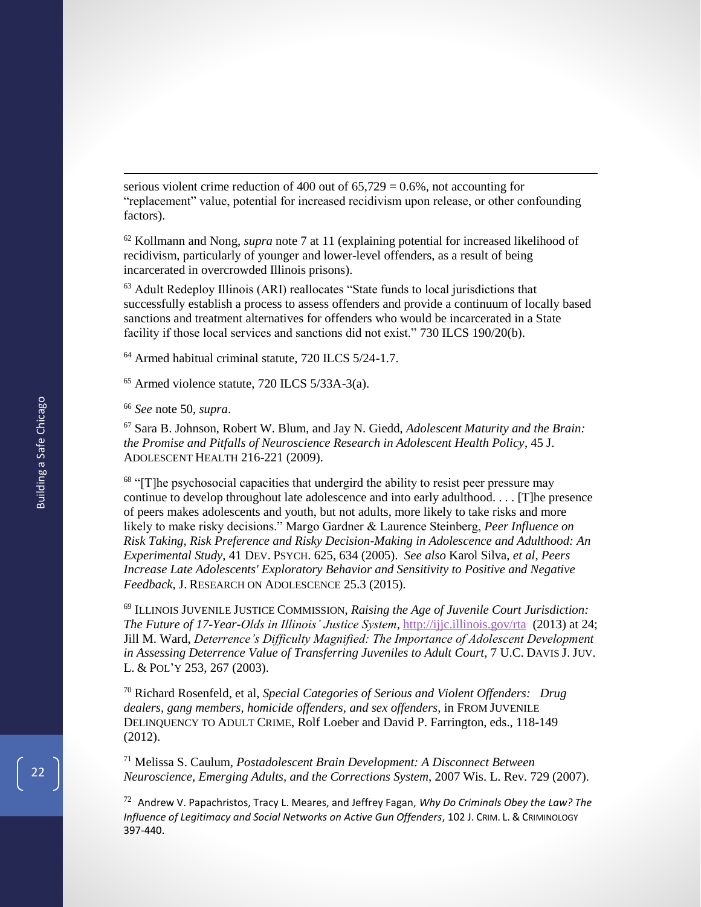serious violent crime reduction of 400 out of 65,729 = 0.6%, not accounting for "replacement" value, potential for increased recidivism upon release, or other confounding factors).

[62] Kollmann and Nong, *supra* note 7 at 11 (explaining potential for increased likelihood of recidivism, particularly of younger and lower-level offenders, as a result of being incarcerated in overcrowded Illinois prisons).

[63] Adult Redeploy Illinois (ARI) reallocates "State funds to local jurisdictions that successfully establish a process to assess offenders and provide a continuum of locally based sanctions and treatment alternatives for offenders who would be incarcerated in a State facility if those local services and sanctions did not exist." 730 ILCS 190/20(b).

[64] Armed habitual criminal statute, 720 ILCS 5/24-1.7.

[65] Armed violence statute, 720 ILCS 5/33A-3(a).

[66] *See* note 50, *supra*.

[67] Sara B. Johnson, Robert W. Blum, and Jay N. Giedd, *Adolescent Maturity and the Brain: the Promise and Pitfalls of Neuroscience Research in Adolescent Health Policy*, 45 J. ADOLESCENT HEALTH 216-221 (2009).

[68] "[T]he psychosocial capacities that undergird the ability to resist peer pressure may continue to develop throughout late adolescence and into early adulthood. . . . [T]he presence of peers makes adolescents and youth, but not adults, more likely to take risks and more likely to make risky decisions." Margo Gardner & Laurence Steinberg, *Peer Influence on Risk Taking, Risk Preference and Risky Decision-Making in Adolescence and Adulthood: An Experimental Study*, 41 DEV. PSYCH. 625, 634 (2005). *See also* Karol Silva, *et al*, *Peers Increase Late Adolescents' Exploratory Behavior and Sensitivity to Positive and Negative Feedback*, J. RESEARCH ON ADOLESCENCE 25.3 (2015).

[69] ILLINOIS JUVENILE JUSTICE COMMISSION, *Raising the Age of Juvenile Court Jurisdiction: The Future of 17-Year-Olds in Illinois' Justice System*, http://ijjc.illinois.gov/rta (2013) at 24; Jill M. Ward, *Deterrence's Difficulty Magnified: The Importance of Adolescent Development in Assessing Deterrence Value of Transferring Juveniles to Adult Court*, 7 U.C. DAVIS J. JUV. L. & POL'Y 253, 267 (2003).

[70] Richard Rosenfeld, et al, *Special Categories of Serious and Violent Offenders: Drug dealers, gang members, homicide offenders, and sex offenders*, in FROM JUVENILE DELINQUENCY TO ADULT CRIME, Rolf Loeber and David P. Farrington, eds., 118-149 (2012).

[71] Melissa S. Caulum, *Postadolescent Brain Development: A Disconnect Between Neuroscience, Emerging Adults, and the Corrections System*, 2007 Wis. L. Rev. 729 (2007).

[72] Andrew V. Papachristos, Tracy L. Meares, and Jeffrey Fagan, *Why Do Criminals Obey the Law? The Influence of Legitimacy and Social Networks on Active Gun Offenders*, 102 J. CRIM. L. & CRIMINOLOGY 397-440.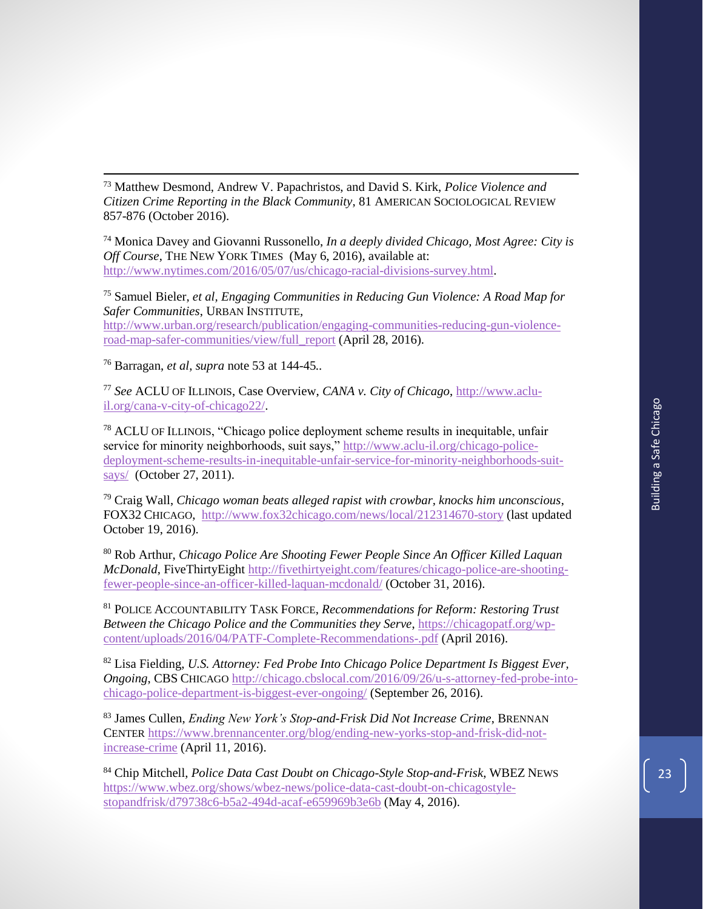[73] Matthew Desmond, Andrew V. Papachristos, and David S. Kirk, *Police Violence and Citizen Crime Reporting in the Black Community*, 81 AMERICAN SOCIOLOGICAL REVIEW 857-876 (October 2016).

[74] Monica Davey and Giovanni Russonello, *In a deeply divided Chicago, Most Agree: City is Off Course*, THE NEW YORK TIMES (May 6, 2016), available at: http://www.nytimes.com/2016/05/07/us/chicago-racial-divisions-survey.html.

[75] Samuel Bieler, *et al*, *Engaging Communities in Reducing Gun Violence: A Road Map for Safer Communities*, URBAN INSTITUTE, http://www.urban.org/research/publication/engaging-communities-reducing-gun-violence-road-map-safer-communities/view/full_report (April 28, 2016).

[76] Barragan, *et al*, *supra* note 53 at 144-45..

[77] *See* ACLU OF ILLINOIS, Case Overview, *CANA v. City of Chicago*, http://www.aclu-il.org/cana-v-city-of-chicago22/.

[78] ACLU OF ILLINOIS, "Chicago police deployment scheme results in inequitable, unfair service for minority neighborhoods, suit says," http://www.aclu-il.org/chicago-police-deployment-scheme-results-in-inequitable-unfair-service-for-minority-neighborhoods-suit-says/ (October 27, 2011).

[79] Craig Wall, *Chicago woman beats alleged rapist with crowbar, knocks him unconscious*, FOX32 CHICAGO, http://www.fox32chicago.com/news/local/212314670-story (last updated October 19, 2016).

[80] Rob Arthur, *Chicago Police Are Shooting Fewer People Since An Officer Killed Laquan McDonald*, FiveThirtyEight http://fivethirtyeight.com/features/chicago-police-are-shooting-fewer-people-since-an-officer-killed-laquan-mcdonald/ (October 31, 2016).

[81] POLICE ACCOUNTABILITY TASK FORCE, *Recommendations for Reform: Restoring Trust Between the Chicago Police and the Communities they Serve*, https://chicagopatf.org/wp-content/uploads/2016/04/PATF-Complete-Recommendations-.pdf (April 2016).

[82] Lisa Fielding, *U.S. Attorney: Fed Probe Into Chicago Police Department Is Biggest Ever, Ongoing*, CBS CHICAGO http://chicago.cbslocal.com/2016/09/26/u-s-attorney-fed-probe-into-chicago-police-department-is-biggest-ever-ongoing/ (September 26, 2016).

[83] James Cullen, *Ending New York's Stop-and-Frisk Did Not Increase Crime*, BRENNAN CENTER https://www.brennancenter.org/blog/ending-new-yorks-stop-and-frisk-did-not-increase-crime (April 11, 2016).

[84] Chip Mitchell, *Police Data Cast Doubt on Chicago-Style Stop-and-Frisk*, WBEZ NEWS https://www.wbez.org/shows/wbez-news/police-data-cast-doubt-on-chicagostyle-stopandfrisk/d79738c6-b5a2-494d-acaf-e659969b3e6b (May 4, 2016).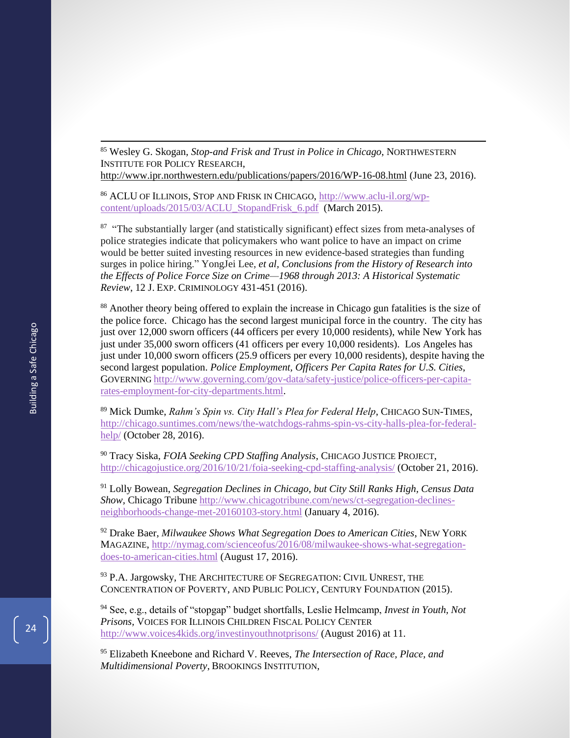[85] Wesley G. Skogan, *Stop-and Frisk and Trust in Police in Chicago*, NORTHWESTERN INSTITUTE FOR POLICY RESEARCH, http://www.ipr.northwestern.edu/publications/papers/2016/WP-16-08.html (June 23, 2016).

[86] ACLU OF ILLINOIS, STOP AND FRISK IN CHICAGO, http://www.aclu-il.org/wp-content/uploads/2015/03/ACLU_StopandFrisk_6.pdf (March 2015).

[87] "The substantially larger (and statistically significant) effect sizes from meta-analyses of police strategies indicate that policymakers who want police to have an impact on crime would be better suited investing resources in new evidence-based strategies than funding surges in police hiring." YongJei Lee, *et al*, *Conclusions from the History of Research into the Effects of Police Force Size on Crime—1968 through 2013: A Historical Systematic Review*, 12 J. EXP. CRIMINOLOGY 431-451 (2016).

[88] Another theory being offered to explain the increase in Chicago gun fatalities is the size of the police force. Chicago has the second largest municipal force in the country. The city has just over 12,000 sworn officers (44 officers per every 10,000 residents), while New York has just under 35,000 sworn officers (41 officers per every 10,000 residents). Los Angeles has just under 10,000 sworn officers (25.9 officers per every 10,000 residents), despite having the second largest population. *Police Employment, Officers Per Capita Rates for U.S. Cities*, GOVERNING http://www.governing.com/gov-data/safety-justice/police-officers-per-capita-rates-employment-for-city-departments.html.

[89] Mick Dumke, *Rahm's Spin vs. City Hall's Plea for Federal Help*, CHICAGO SUN-TIMES, http://chicago.suntimes.com/news/the-watchdogs-rahms-spin-vs-city-halls-plea-for-federal-help/ (October 28, 2016).

[90] Tracy Siska, *FOIA Seeking CPD Staffing Analysis*, CHICAGO JUSTICE PROJECT, http://chicagojustice.org/2016/10/21/foia-seeking-cpd-staffing-analysis/ (October 21, 2016).

[91] Lolly Bowean, *Segregation Declines in Chicago, but City Still Ranks High, Census Data Show*, Chicago Tribune http://www.chicagotribune.com/news/ct-segregation-declines-neighborhoods-change-met-20160103-story.html (January 4, 2016).

[92] Drake Baer, *Milwaukee Shows What Segregation Does to American Cities*, NEW YORK MAGAZINE, http://nymag.com/scienceofus/2016/08/milwaukee-shows-what-segregation-does-to-american-cities.html (August 17, 2016).

[93] P.A. Jargowsky, THE ARCHITECTURE OF SEGREGATION: CIVIL UNREST, THE CONCENTRATION OF POVERTY, AND PUBLIC POLICY, CENTURY FOUNDATION (2015).

[94] See, e.g., details of "stopgap" budget shortfalls, Leslie Helmcamp, *Invest in Youth, Not Prisons*, VOICES FOR ILLINOIS CHILDREN FISCAL POLICY CENTER http://www.voices4kids.org/investinyouthnotprisons/ (August 2016) at 11.

[95] Elizabeth Kneebone and Richard V. Reeves, *The Intersection of Race, Place, and Multidimensional Poverty*, BROOKINGS INSTITUTION,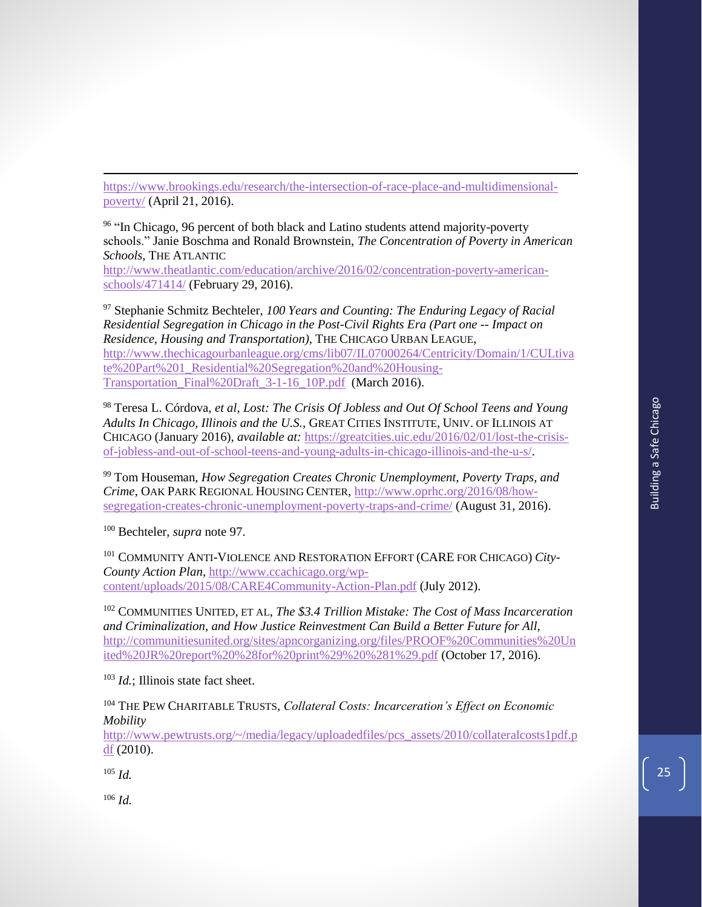https://www.brookings.edu/research/the-intersection-of-race-place-and-multidimensional-poverty/ (April 21, 2016).

[96] "In Chicago, 96 percent of both black and Latino students attend majority-poverty schools." Janie Boschma and Ronald Brownstein, *The Concentration of Poverty in American Schools*, THE ATLANTIC http://www.theatlantic.com/education/archive/2016/02/concentration-poverty-american-schools/471414/ (February 29, 2016).

[97] Stephanie Schmitz Bechteler, *100 Years and Counting: The Enduring Legacy of Racial Residential Segregation in Chicago in the Post-Civil Rights Era (Part one -- Impact on Residence, Housing and Transportation)*, THE CHICAGO URBAN LEAGUE, http://www.thechicagourbanleague.org/cms/lib07/IL07000264/Centricity/Domain/1/CULtivate%20Part%201_Residential%20Segregation%20and%20Housing-Transportation_Final%20Draft_3-1-16_10P.pdf (March 2016).

[98] Teresa L. Córdova, *et al*, *Lost: The Crisis Of Jobless and Out Of School Teens and Young Adults In Chicago, Illinois and the U.S.*, GREAT CITIES INSTITUTE, UNIV. OF ILLINOIS AT CHICAGO (January 2016), *available at:* https://greatcities.uic.edu/2016/02/01/lost-the-crisis-of-jobless-and-out-of-school-teens-and-young-adults-in-chicago-illinois-and-the-u-s/.

[99] Tom Houseman, *How Segregation Creates Chronic Unemployment, Poverty Traps, and Crime*, OAK PARK REGIONAL HOUSING CENTER, http://www.oprhc.org/2016/08/how-segregation-creates-chronic-unemployment-poverty-traps-and-crime/ (August 31, 2016).

[100] Bechteler, *supra* note 97.

[101] COMMUNITY ANTI-VIOLENCE AND RESTORATION EFFORT (CARE FOR CHICAGO) *City-County Action Plan*, http://www.ccachicago.org/wp-content/uploads/2015/08/CARE4Community-Action-Plan.pdf (July 2012).

[102] COMMUNITIES UNITED, ET AL, *The $3.4 Trillion Mistake: The Cost of Mass Incarceration and Criminalization, and How Justice Reinvestment Can Build a Better Future for All*, http://communitiesunited.org/sites/apncorganizing.org/files/PROOF%20Communities%20United%20JR%20report%20%28for%20print%29%20%281%29.pdf (October 17, 2016).

[103] *Id.*; Illinois state fact sheet.

[104] THE PEW CHARITABLE TRUSTS, *Collateral Costs: Incarceration's Effect on Economic Mobility* http://www.pewtrusts.org/~/media/legacy/uploadedfiles/pcs_assets/2010/collateralcosts1pdf.pdf (2010).

[105] *Id.*

[106] *Id.*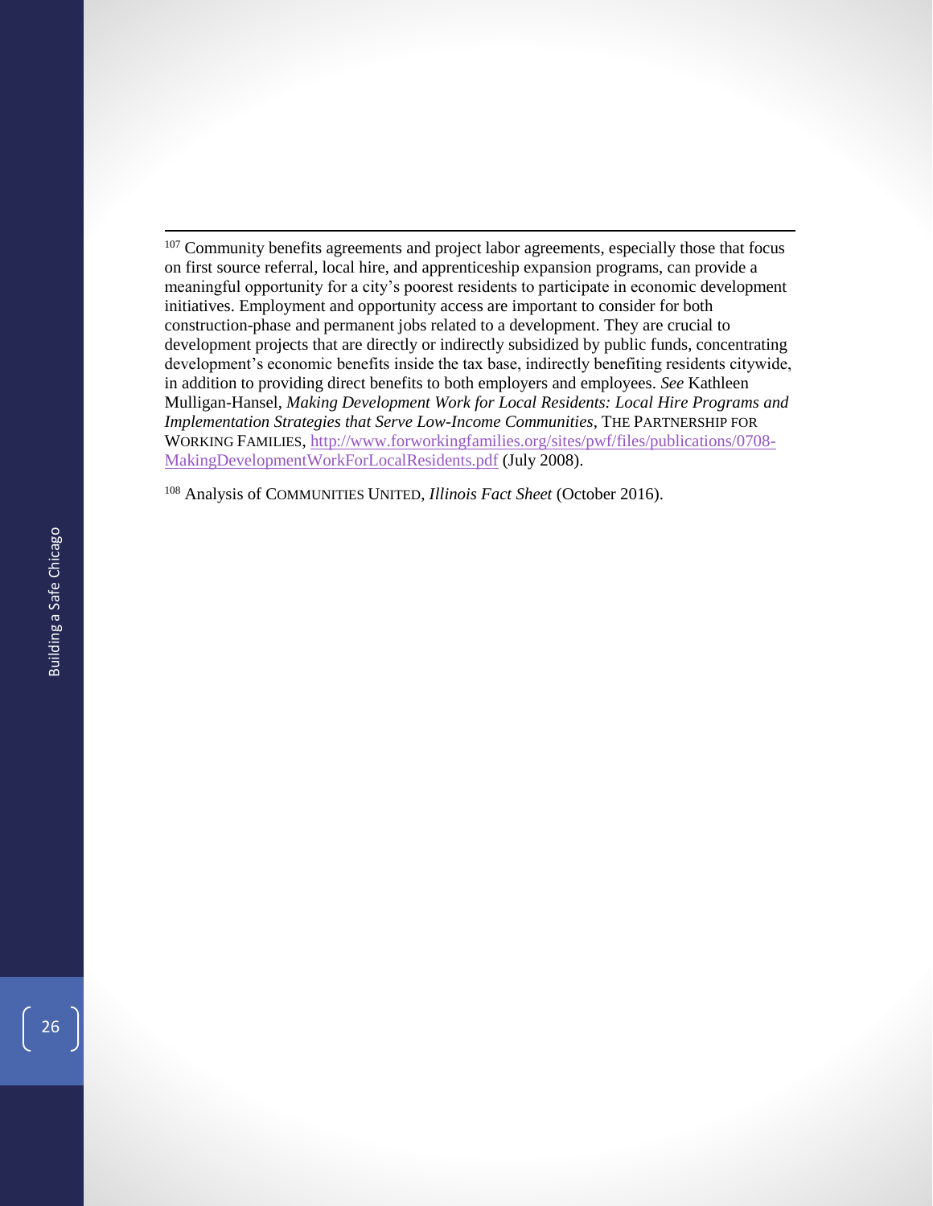[107] Community benefits agreements and project labor agreements, especially those that focus on first source referral, local hire, and apprenticeship expansion programs, can provide a meaningful opportunity for a city's poorest residents to participate in economic development initiatives. Employment and opportunity access are important to consider for both construction-phase and permanent jobs related to a development. They are crucial to development projects that are directly or indirectly subsidized by public funds, concentrating development's economic benefits inside the tax base, indirectly benefiting residents citywide, in addition to providing direct benefits to both employers and employees. *See* Kathleen Mulligan-Hansel, *Making Development Work for Local Residents: Local Hire Programs and Implementation Strategies that Serve Low-Income Communities*, THE PARTNERSHIP FOR WORKING FAMILIES, http://www.forworkingfamilies.org/sites/pwf/files/publications/0708-MakingDevelopmentWorkForLocalResidents.pdf (July 2008).

[108] Analysis of COMMUNITIES UNITED, *Illinois Fact Sheet* (October 2016).